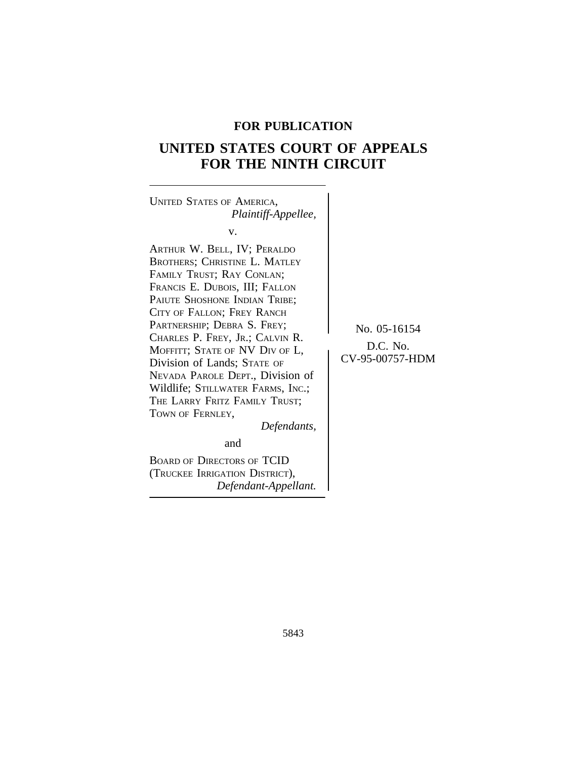**FOR PUBLICATION**

# UNITED STATES COURT OF APPEALS FOR THE NINTH CIRCUIT

UNITED STATES OF AMERICA,
*Plaintiff-Appellee,*

v.

ARTHUR W. BELL, IV; PERALDO BROTHERS; CHRISTINE L. MATLEY FAMILY TRUST; RAY CONLAN; FRANCIS E. DUBOIS, III; FALLON PAIUTE SHOSHONE INDIAN TRIBE; CITY OF FALLON; FREY RANCH PARTNERSHIP; DEBRA S. FREY; CHARLES P. FREY, JR.; CALVIN R. MOFFITT; STATE OF NV DIV OF L, Division of Lands; STATE OF NEVADA PAROLE DEPT., Division of Wildlife; STILLWATER FARMS, INC.; THE LARRY FRITZ FAMILY TRUST; TOWN OF FERNLEY,
*Defendants,*

and

BOARD OF DIRECTORS OF TCID (TRUCKEE IRRIGATION DISTRICT),
*Defendant-Appellant.*

No. 05-16154

D.C. No. CV-95-00757-HDM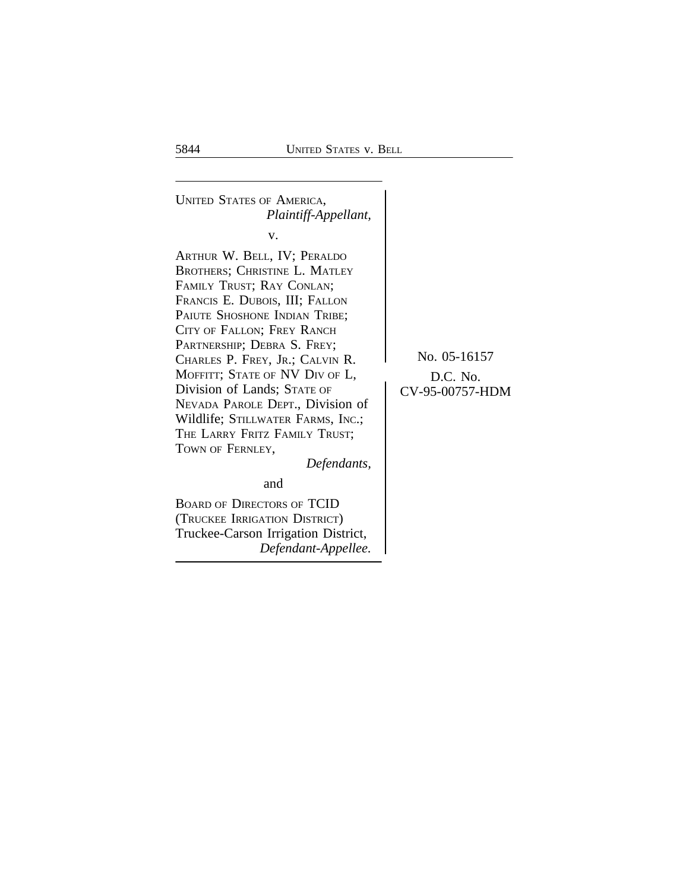UNITED STATES OF AMERICA,
*Plaintiff-Appellant,*

v.

ARTHUR W. BELL, IV; PERALDO BROTHERS; CHRISTINE L. MATLEY FAMILY TRUST; RAY CONLAN; FRANCIS E. DUBOIS, III; FALLON PAIUTE SHOSHONE INDIAN TRIBE; CITY OF FALLON; FREY RANCH PARTNERSHIP; DEBRA S. FREY; CHARLES P. FREY, JR.; CALVIN R. MOFFITT; STATE OF NV DIV OF L, Division of Lands; STATE OF NEVADA PAROLE DEPT., Division of Wildlife; STILLWATER FARMS, INC.; THE LARRY FRITZ FAMILY TRUST; TOWN OF FERNLEY,
*Defendants,*

and

BOARD OF DIRECTORS OF TCID (TRUCKEE IRRIGATION DISTRICT) Truckee-Carson Irrigation District,
*Defendant-Appellee.*

No. 05-16157

D.C. No.
CV-95-00757-HDM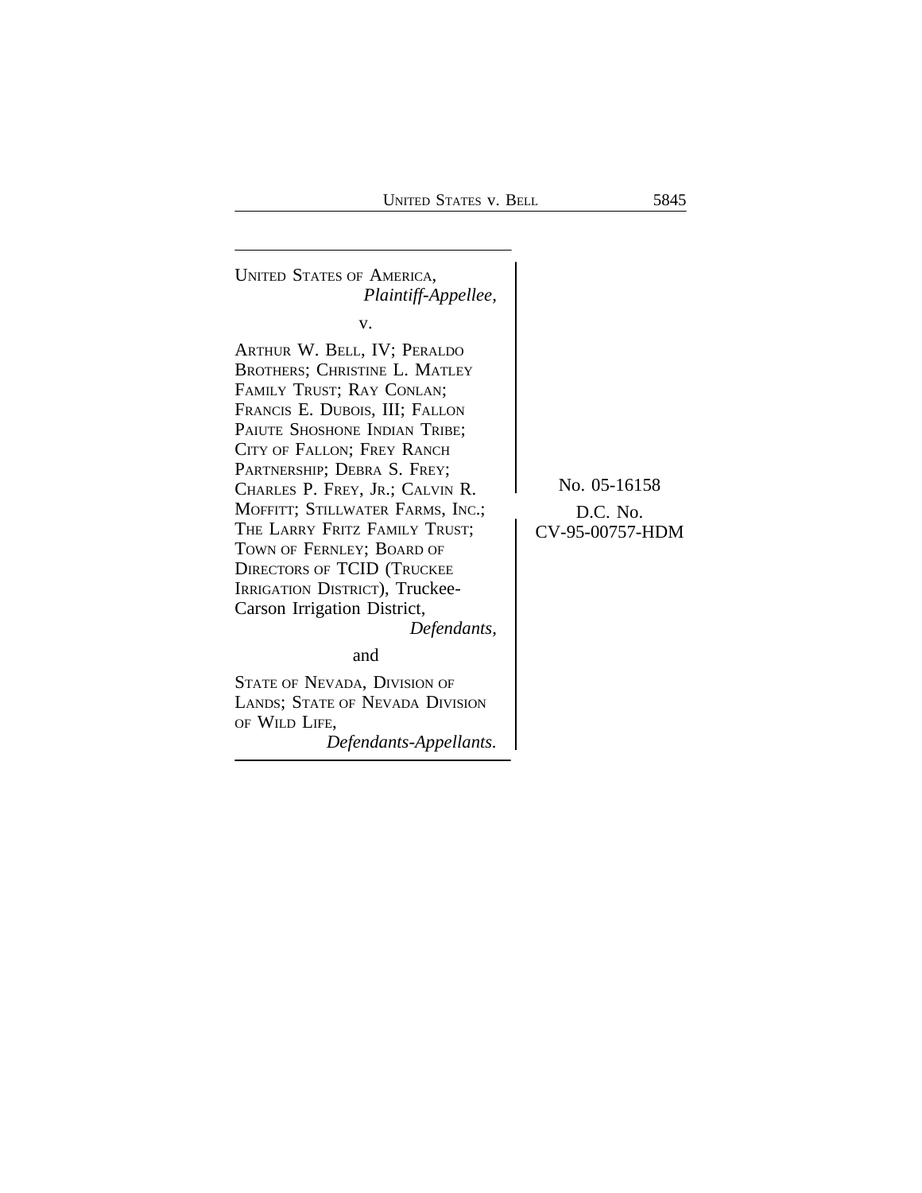UNITED STATES OF AMERICA,
*Plaintiff-Appellee,*

v.

ARTHUR W. BELL, IV; PERALDO BROTHERS; CHRISTINE L. MATLEY FAMILY TRUST; RAY CONLAN; FRANCIS E. DUBOIS, III; FALLON PAIUTE SHOSHONE INDIAN TRIBE; CITY OF FALLON; FREY RANCH PARTNERSHIP; DEBRA S. FREY; CHARLES P. FREY, JR.; CALVIN R. MOFFITT; STILLWATER FARMS, INC.; THE LARRY FRITZ FAMILY TRUST; TOWN OF FERNLEY; BOARD OF DIRECTORS OF TCID (TRUCKEE IRRIGATION DISTRICT), Truckee-Carson Irrigation District,
*Defendants,*

and

STATE OF NEVADA, DIVISION OF LANDS; STATE OF NEVADA DIVISION OF WILD LIFE,
*Defendants-Appellants.*

No. 05-16158

D.C. No.
CV-95-00757-HDM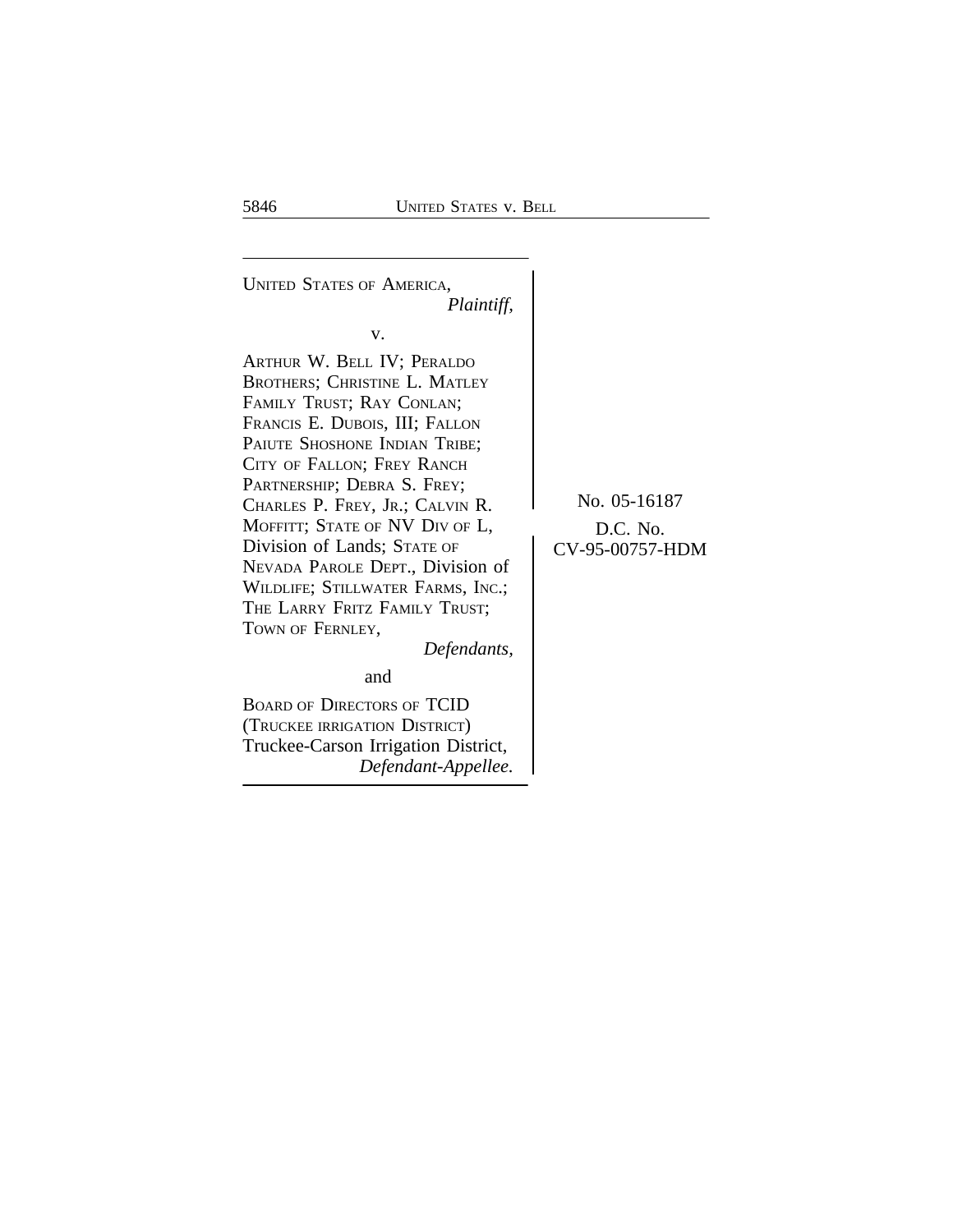UNITED STATES OF AMERICA,
*Plaintiff,*

v.

ARTHUR W. BELL IV; PERALDO BROTHERS; CHRISTINE L. MATLEY FAMILY TRUST; RAY CONLAN; FRANCIS E. DUBOIS, III; FALLON PAIUTE SHOSHONE INDIAN TRIBE; CITY OF FALLON; FREY RANCH PARTNERSHIP; DEBRA S. FREY; CHARLES P. FREY, JR.; CALVIN R. MOFFITT; STATE OF NV DIV OF L, Division of Lands; STATE OF NEVADA PAROLE DEPT., Division of WILDLIFE; STILLWATER FARMS, INC.; THE LARRY FRITZ FAMILY TRUST; TOWN OF FERNLEY,
*Defendants,*

and

BOARD OF DIRECTORS OF TCID (TRUCKEE IRRIGATION DISTRICT) Truckee-Carson Irrigation District,
*Defendant-Appellee.*

No. 05-16187

D.C. No. CV-95-00757-HDM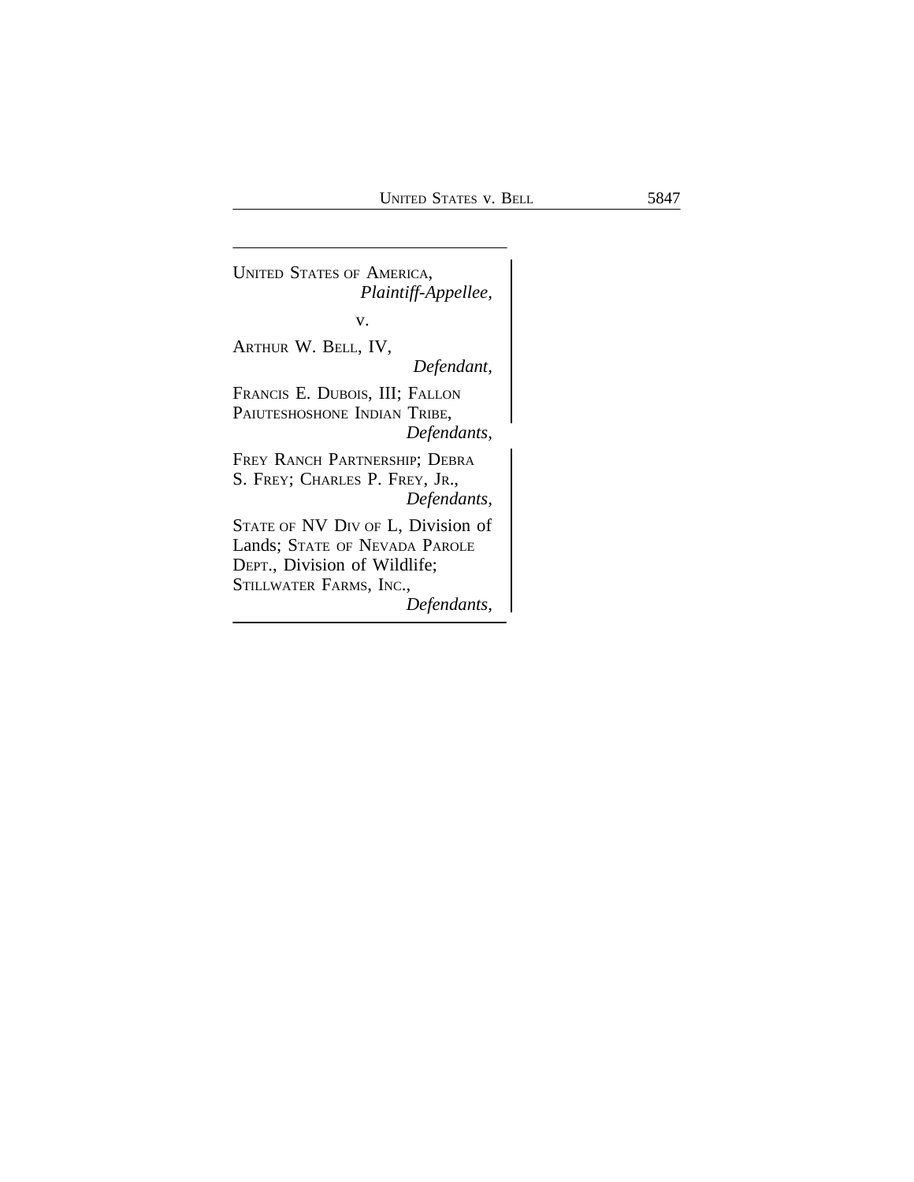UNITED STATES OF AMERICA,
*Plaintiff-Appellee,*

v.

ARTHUR W. BELL, IV,
*Defendant,*

FRANCIS E. DUBOIS, III; FALLON PAIUTESHOSHONE INDIAN TRIBE,
*Defendants,*

FREY RANCH PARTNERSHIP; DEBRA S. FREY; CHARLES P. FREY, JR.,
*Defendants,*

STATE OF NV DIV OF L, Division of Lands; STATE OF NEVADA PAROLE DEPT., Division of Wildlife; STILLWATER FARMS, INC.,
*Defendants,*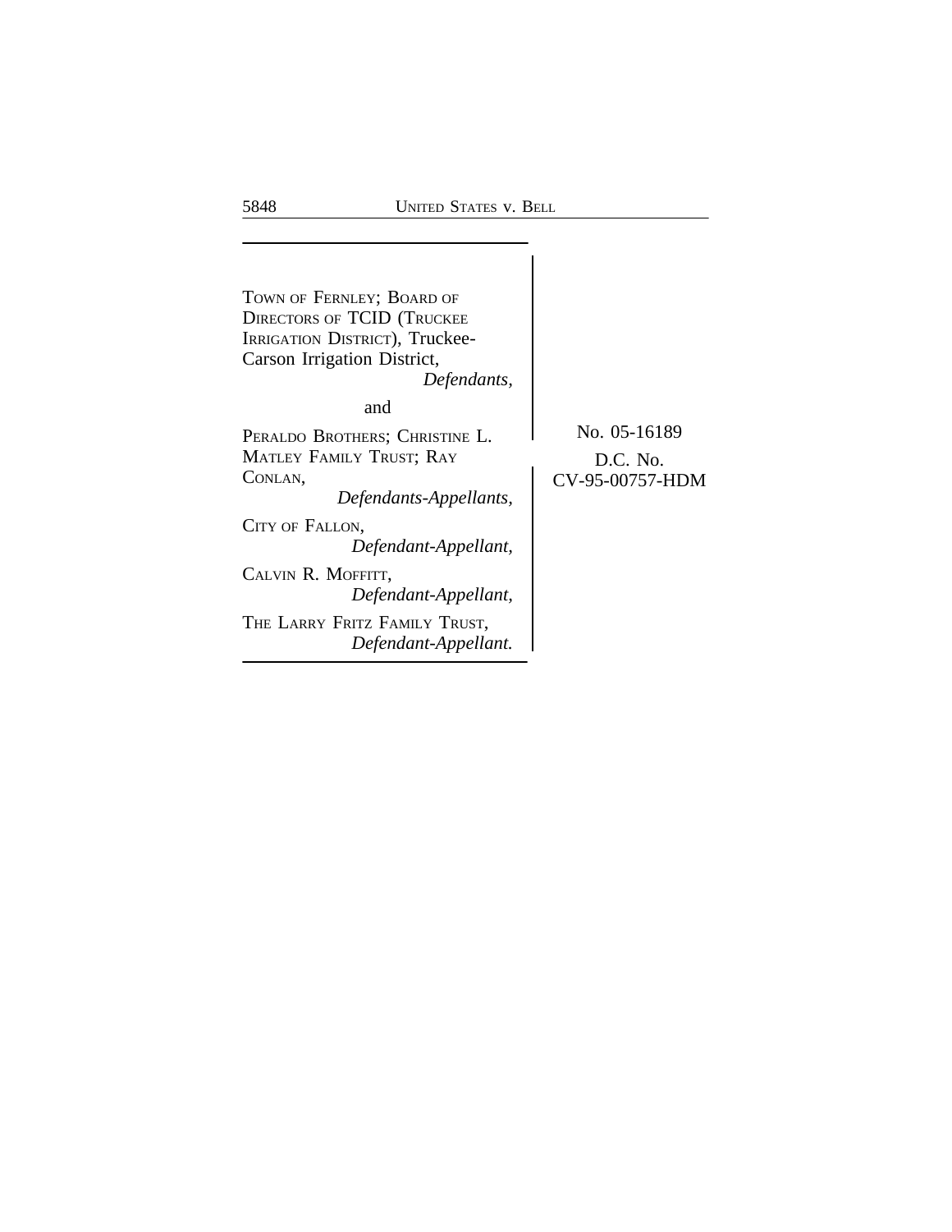TOWN OF FERNLEY; BOARD OF DIRECTORS OF TCID (TRUCKEE IRRIGATION DISTRICT), Truckee-Carson Irrigation District,
*Defendants,*

and

PERALDO BROTHERS; CHRISTINE L. MATLEY FAMILY TRUST; RAY CONLAN,
*Defendants-Appellants,*

CITY OF FALLON,
*Defendant-Appellant,*

CALVIN R. MOFFITT,
*Defendant-Appellant,*

THE LARRY FRITZ FAMILY TRUST,
*Defendant-Appellant.*

No. 05-16189

D.C. No.
CV-95-00757-HDM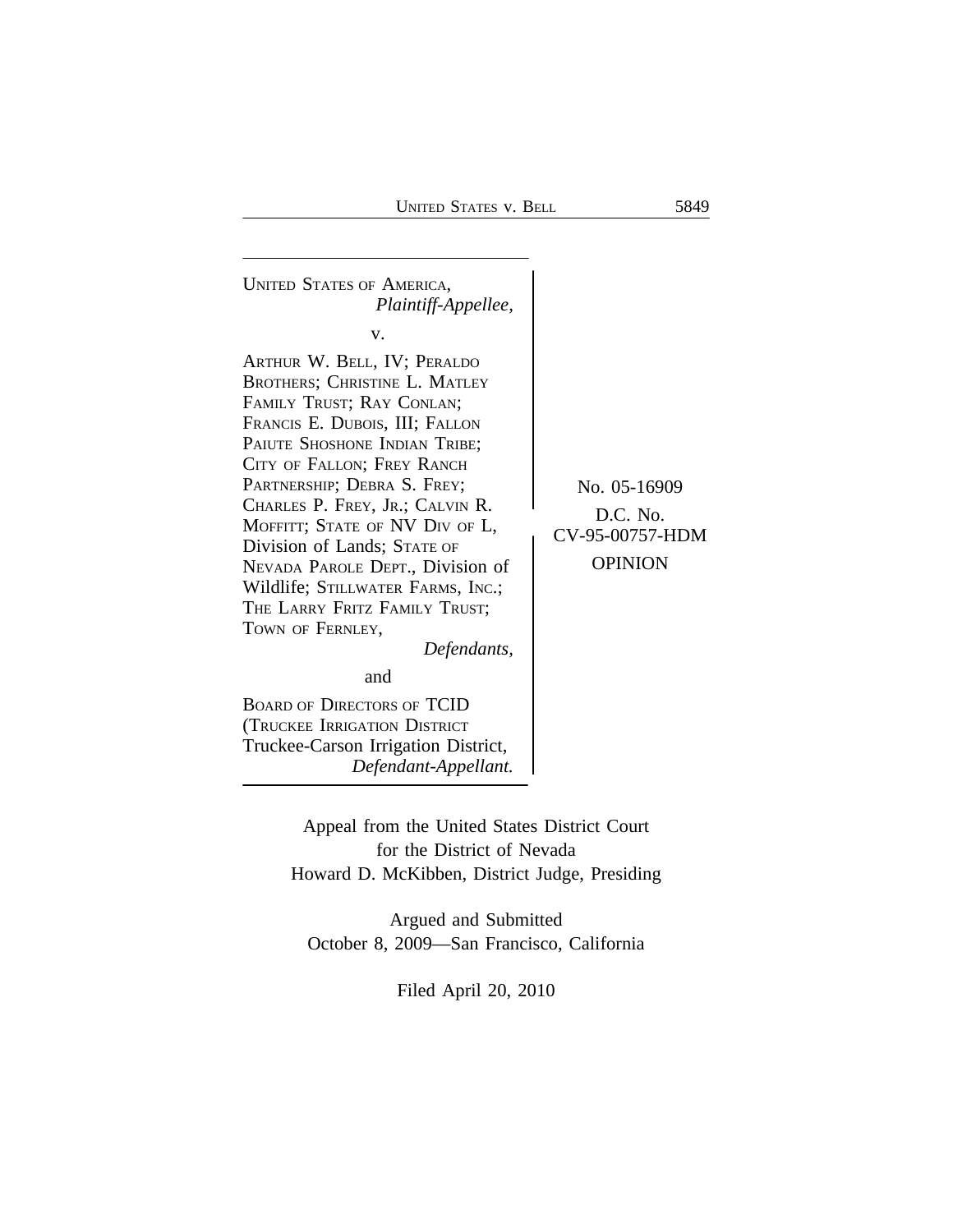UNITED STATES OF AMERICA,
*Plaintiff-Appellee,*

v.

ARTHUR W. BELL, IV; PERALDO BROTHERS; CHRISTINE L. MATLEY FAMILY TRUST; RAY CONLAN; FRANCIS E. DUBOIS, III; FALLON PAIUTE SHOSHONE INDIAN TRIBE; CITY OF FALLON; FREY RANCH PARTNERSHIP; DEBRA S. FREY; CHARLES P. FREY, JR.; CALVIN R. MOFFITT; STATE OF NV DIV OF L, Division of Lands; STATE OF NEVADA PAROLE DEPT., Division of Wildlife; STILLWATER FARMS, INC.; THE LARRY FRITZ FAMILY TRUST; TOWN OF FERNLEY,
*Defendants,*

and

BOARD OF DIRECTORS OF TCID (TRUCKEE IRRIGATION DISTRICT Truckee-Carson Irrigation District,
*Defendant-Appellant.*

No. 05-16909

D.C. No. CV-95-00757-HDM

OPINION

Appeal from the United States District Court
for the District of Nevada
Howard D. McKibben, District Judge, Presiding

Argued and Submitted
October 8, 2009—San Francisco, California

Filed April 20, 2010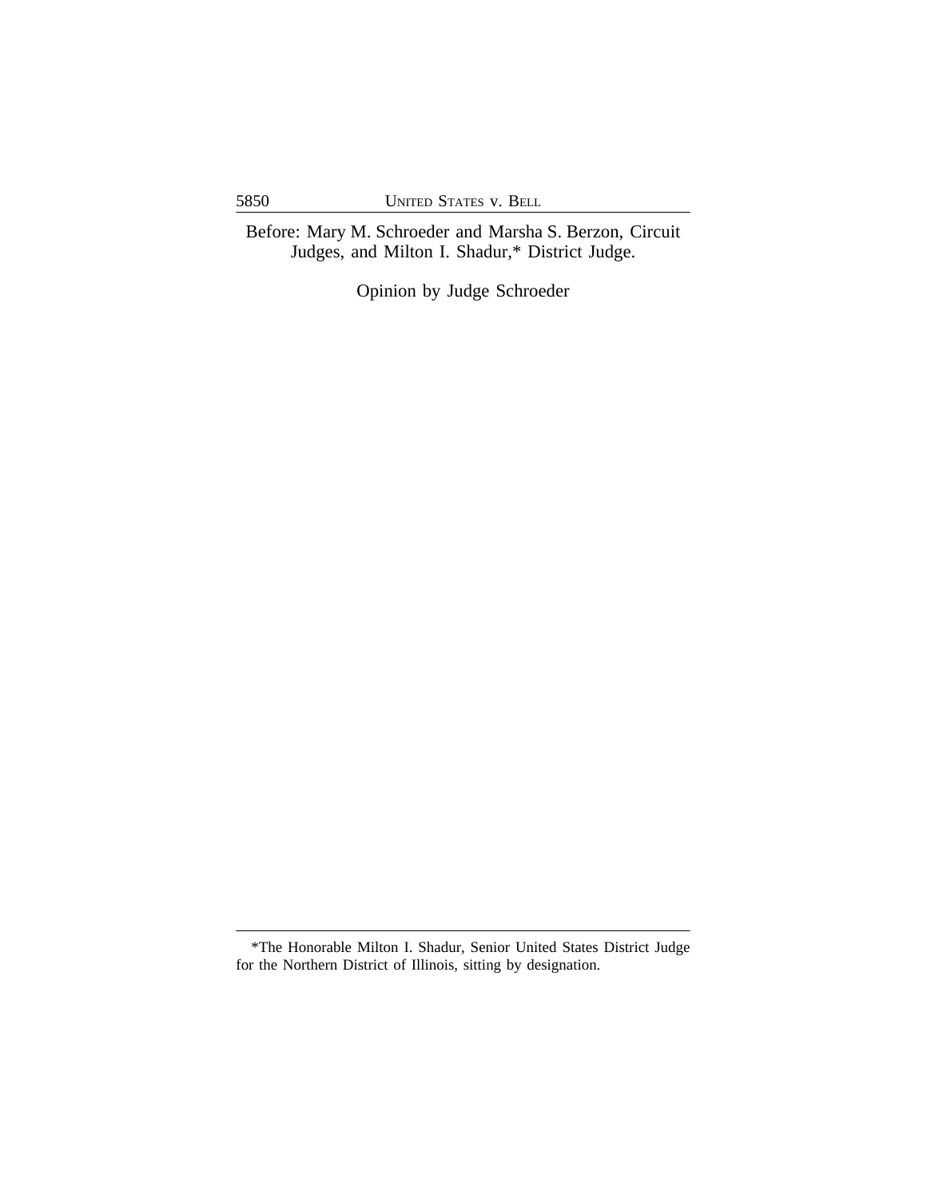Before: Mary M. Schroeder and Marsha S. Berzon, Circuit Judges, and Milton I. Shadur,* District Judge.

Opinion by Judge Schroeder

---

*The Honorable Milton I. Shadur, Senior United States District Judge for the Northern District of Illinois, sitting by designation.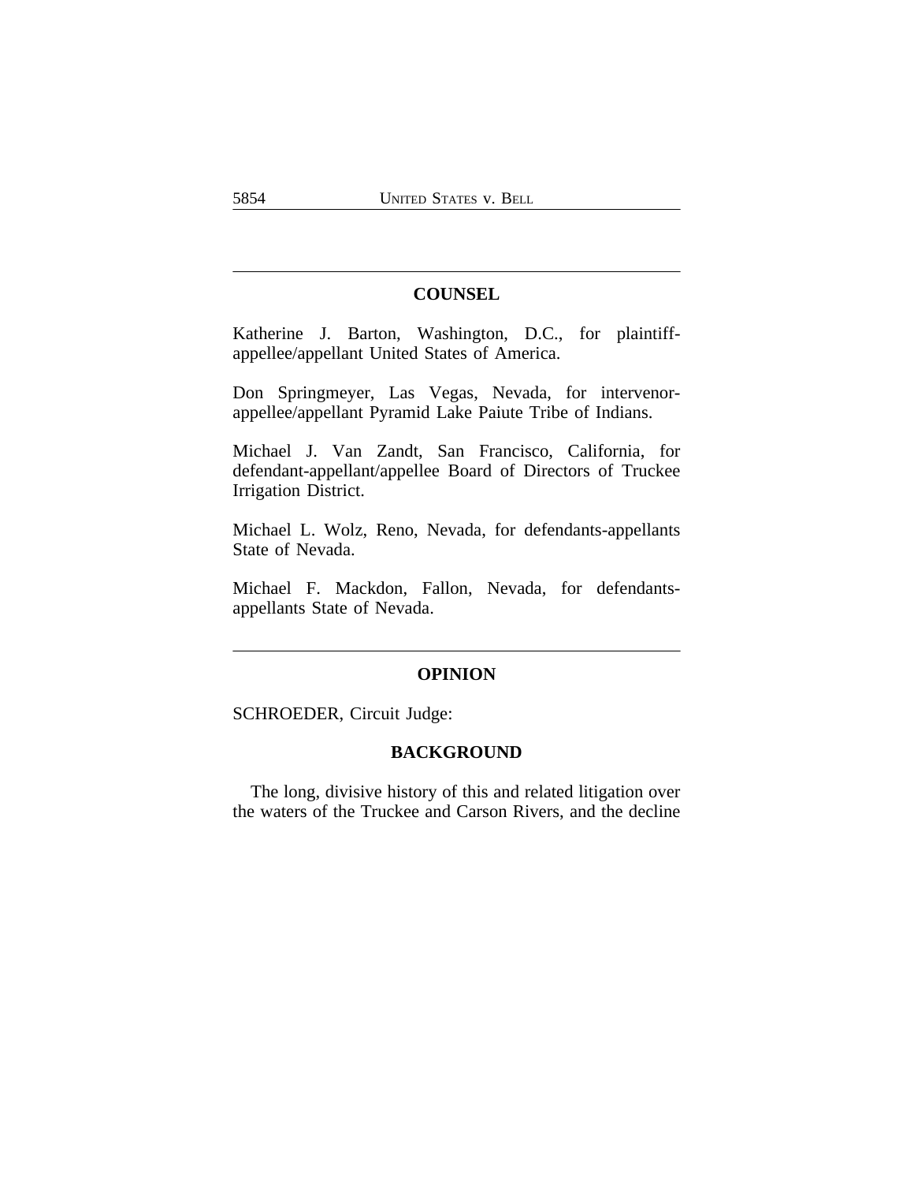## COUNSEL

Katherine J. Barton, Washington, D.C., for plaintiff-appellee/appellant United States of America.

Don Springmeyer, Las Vegas, Nevada, for intervenor-appellee/appellant Pyramid Lake Paiute Tribe of Indians.

Michael J. Van Zandt, San Francisco, California, for defendant-appellant/appellee Board of Directors of Truckee Irrigation District.

Michael L. Wolz, Reno, Nevada, for defendants-appellants State of Nevada.

Michael F. Mackdon, Fallon, Nevada, for defendants-appellants State of Nevada.

## OPINION

SCHROEDER, Circuit Judge:

### BACKGROUND

The long, divisive history of this and related litigation over the waters of the Truckee and Carson Rivers, and the decline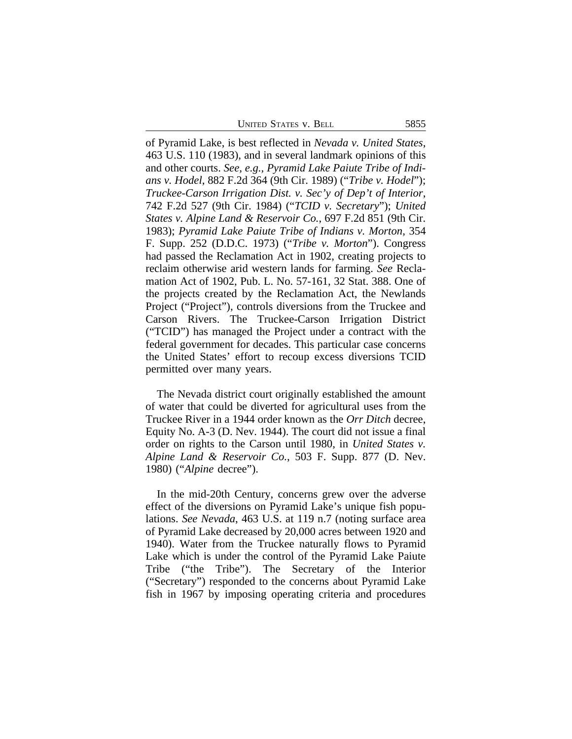of Pyramid Lake, is best reflected in *Nevada v. United States*, 463 U.S. 110 (1983), and in several landmark opinions of this and other courts. *See, e.g., Pyramid Lake Paiute Tribe of Indians v. Hodel*, 882 F.2d 364 (9th Cir. 1989) ("*Tribe v. Hodel*"); *Truckee-Carson Irrigation Dist. v. Sec'y of Dep't of Interior*, 742 F.2d 527 (9th Cir. 1984) ("*TCID v. Secretary*"); *United States v. Alpine Land & Reservoir Co.*, 697 F.2d 851 (9th Cir. 1983); *Pyramid Lake Paiute Tribe of Indians v. Morton*, 354 F. Supp. 252 (D.D.C. 1973) ("*Tribe v. Morton*"). Congress had passed the Reclamation Act in 1902, creating projects to reclaim otherwise arid western lands for farming. *See* Reclamation Act of 1902, Pub. L. No. 57-161, 32 Stat. 388. One of the projects created by the Reclamation Act, the Newlands Project ("Project"), controls diversions from the Truckee and Carson Rivers. The Truckee-Carson Irrigation District ("TCID") has managed the Project under a contract with the federal government for decades. This particular case concerns the United States' effort to recoup excess diversions TCID permitted over many years.

The Nevada district court originally established the amount of water that could be diverted for agricultural uses from the Truckee River in a 1944 order known as the *Orr Ditch* decree, Equity No. A-3 (D. Nev. 1944). The court did not issue a final order on rights to the Carson until 1980, in *United States v. Alpine Land & Reservoir Co.*, 503 F. Supp. 877 (D. Nev. 1980) ("*Alpine* decree").

In the mid-20th Century, concerns grew over the adverse effect of the diversions on Pyramid Lake's unique fish populations. *See Nevada*, 463 U.S. at 119 n.7 (noting surface area of Pyramid Lake decreased by 20,000 acres between 1920 and 1940). Water from the Truckee naturally flows to Pyramid Lake which is under the control of the Pyramid Lake Paiute Tribe ("the Tribe"). The Secretary of the Interior ("Secretary") responded to the concerns about Pyramid Lake fish in 1967 by imposing operating criteria and procedures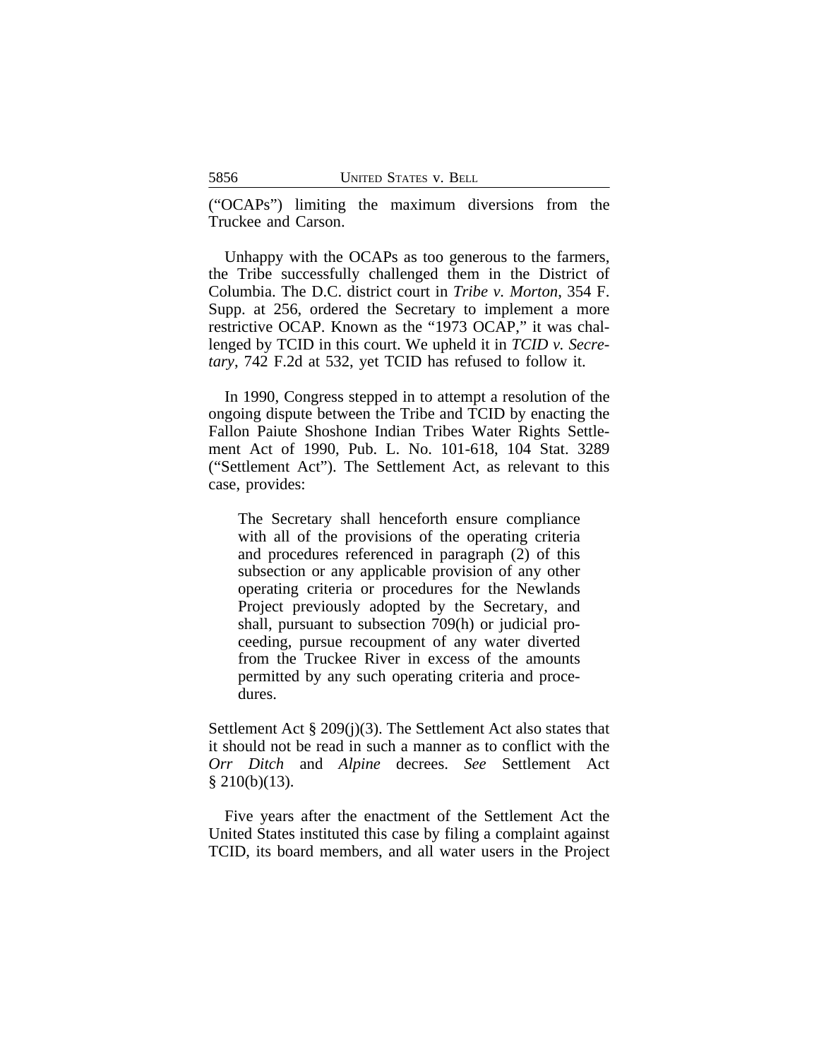("OCAPs") limiting the maximum diversions from the Truckee and Carson.

Unhappy with the OCAPs as too generous to the farmers, the Tribe successfully challenged them in the District of Columbia. The D.C. district court in *Tribe v. Morton*, 354 F. Supp. at 256, ordered the Secretary to implement a more restrictive OCAP. Known as the "1973 OCAP," it was challenged by TCID in this court. We upheld it in *TCID v. Secretary*, 742 F.2d at 532, yet TCID has refused to follow it.

In 1990, Congress stepped in to attempt a resolution of the ongoing dispute between the Tribe and TCID by enacting the Fallon Paiute Shoshone Indian Tribes Water Rights Settlement Act of 1990, Pub. L. No. 101-618, 104 Stat. 3289 ("Settlement Act"). The Settlement Act, as relevant to this case, provides:

> The Secretary shall henceforth ensure compliance with all of the provisions of the operating criteria and procedures referenced in paragraph (2) of this subsection or any applicable provision of any other operating criteria or procedures for the Newlands Project previously adopted by the Secretary, and shall, pursuant to subsection 709(h) or judicial proceeding, pursue recoupment of any water diverted from the Truckee River in excess of the amounts permitted by any such operating criteria and procedures.

Settlement Act § 209(j)(3). The Settlement Act also states that it should not be read in such a manner as to conflict with the *Orr Ditch* and *Alpine* decrees. *See* Settlement Act § 210(b)(13).

Five years after the enactment of the Settlement Act the United States instituted this case by filing a complaint against TCID, its board members, and all water users in the Project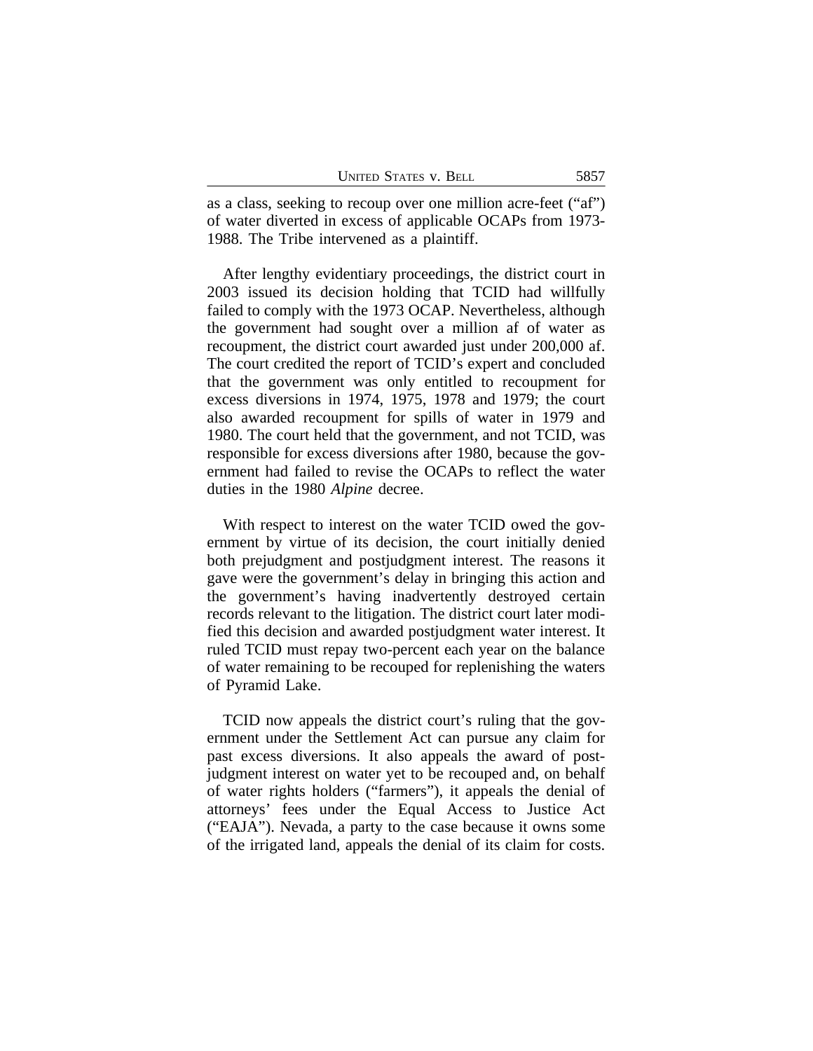as a class, seeking to recoup over one million acre-feet ("af") of water diverted in excess of applicable OCAPs from 1973-1988. The Tribe intervened as a plaintiff.

After lengthy evidentiary proceedings, the district court in 2003 issued its decision holding that TCID had willfully failed to comply with the 1973 OCAP. Nevertheless, although the government had sought over a million af of water as recoupment, the district court awarded just under 200,000 af. The court credited the report of TCID's expert and concluded that the government was only entitled to recoupment for excess diversions in 1974, 1975, 1978 and 1979; the court also awarded recoupment for spills of water in 1979 and 1980. The court held that the government, and not TCID, was responsible for excess diversions after 1980, because the government had failed to revise the OCAPs to reflect the water duties in the 1980 *Alpine* decree.

With respect to interest on the water TCID owed the government by virtue of its decision, the court initially denied both prejudgment and postjudgment interest. The reasons it gave were the government's delay in bringing this action and the government's having inadvertently destroyed certain records relevant to the litigation. The district court later modified this decision and awarded postjudgment water interest. It ruled TCID must repay two-percent each year on the balance of water remaining to be recouped for replenishing the waters of Pyramid Lake.

TCID now appeals the district court's ruling that the government under the Settlement Act can pursue any claim for past excess diversions. It also appeals the award of postjudgment interest on water yet to be recouped and, on behalf of water rights holders ("farmers"), it appeals the denial of attorneys' fees under the Equal Access to Justice Act ("EAJA"). Nevada, a party to the case because it owns some of the irrigated land, appeals the denial of its claim for costs.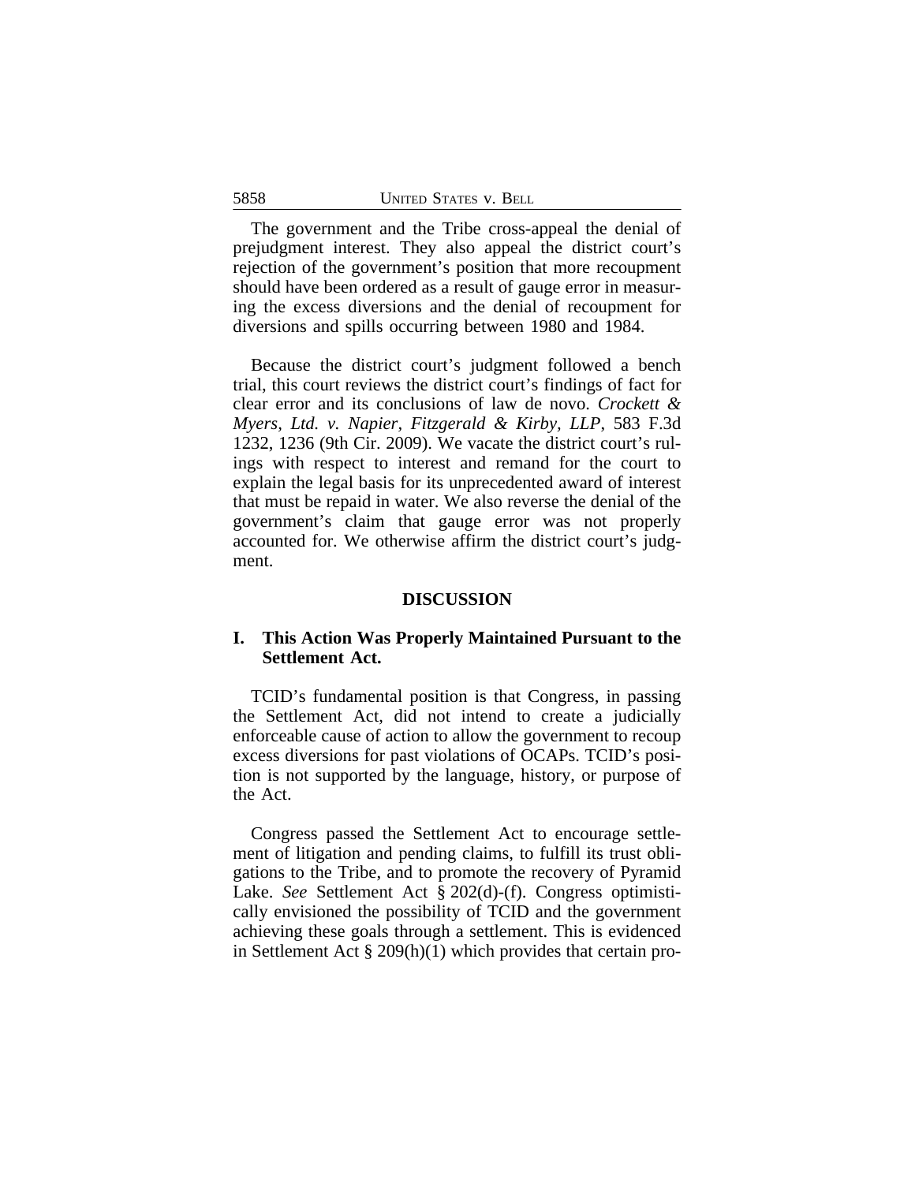The government and the Tribe cross-appeal the denial of prejudgment interest. They also appeal the district court's rejection of the government's position that more recoupment should have been ordered as a result of gauge error in measuring the excess diversions and the denial of recoupment for diversions and spills occurring between 1980 and 1984.

Because the district court's judgment followed a bench trial, this court reviews the district court's findings of fact for clear error and its conclusions of law de novo. *Crockett & Myers, Ltd. v. Napier, Fitzgerald & Kirby, LLP*, 583 F.3d 1232, 1236 (9th Cir. 2009). We vacate the district court's rulings with respect to interest and remand for the court to explain the legal basis for its unprecedented award of interest that must be repaid in water. We also reverse the denial of the government's claim that gauge error was not properly accounted for. We otherwise affirm the district court's judgment.

## DISCUSSION

### I. This Action Was Properly Maintained Pursuant to the Settlement Act.

TCID's fundamental position is that Congress, in passing the Settlement Act, did not intend to create a judicially enforceable cause of action to allow the government to recoup excess diversions for past violations of OCAPs. TCID's position is not supported by the language, history, or purpose of the Act.

Congress passed the Settlement Act to encourage settlement of litigation and pending claims, to fulfill its trust obligations to the Tribe, and to promote the recovery of Pyramid Lake. *See* Settlement Act § 202(d)-(f). Congress optimistically envisioned the possibility of TCID and the government achieving these goals through a settlement. This is evidenced in Settlement Act § 209(h)(1) which provides that certain pro-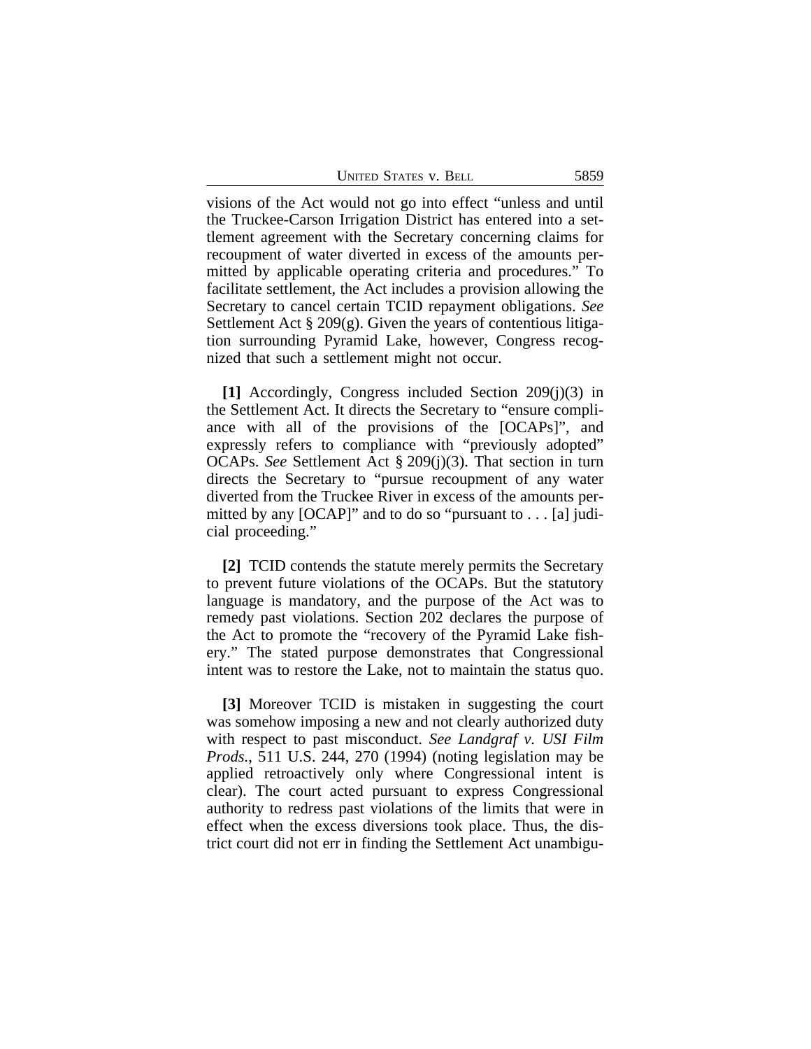visions of the Act would not go into effect "unless and until the Truckee-Carson Irrigation District has entered into a settlement agreement with the Secretary concerning claims for recoupment of water diverted in excess of the amounts permitted by applicable operating criteria and procedures." To facilitate settlement, the Act includes a provision allowing the Secretary to cancel certain TCID repayment obligations. *See* Settlement Act § 209(g). Given the years of contentious litigation surrounding Pyramid Lake, however, Congress recognized that such a settlement might not occur.

**[1]** Accordingly, Congress included Section 209(j)(3) in the Settlement Act. It directs the Secretary to "ensure compliance with all of the provisions of the [OCAPs]", and expressly refers to compliance with "previously adopted" OCAPs. *See* Settlement Act § 209(j)(3). That section in turn directs the Secretary to "pursue recoupment of any water diverted from the Truckee River in excess of the amounts permitted by any [OCAP]" and to do so "pursuant to . . . [a] judicial proceeding."

**[2]** TCID contends the statute merely permits the Secretary to prevent future violations of the OCAPs. But the statutory language is mandatory, and the purpose of the Act was to remedy past violations. Section 202 declares the purpose of the Act to promote the "recovery of the Pyramid Lake fishery." The stated purpose demonstrates that Congressional intent was to restore the Lake, not to maintain the status quo.

**[3]** Moreover TCID is mistaken in suggesting the court was somehow imposing a new and not clearly authorized duty with respect to past misconduct. *See Landgraf v. USI Film Prods.*, 511 U.S. 244, 270 (1994) (noting legislation may be applied retroactively only where Congressional intent is clear). The court acted pursuant to express Congressional authority to redress past violations of the limits that were in effect when the excess diversions took place. Thus, the district court did not err in finding the Settlement Act unambigu-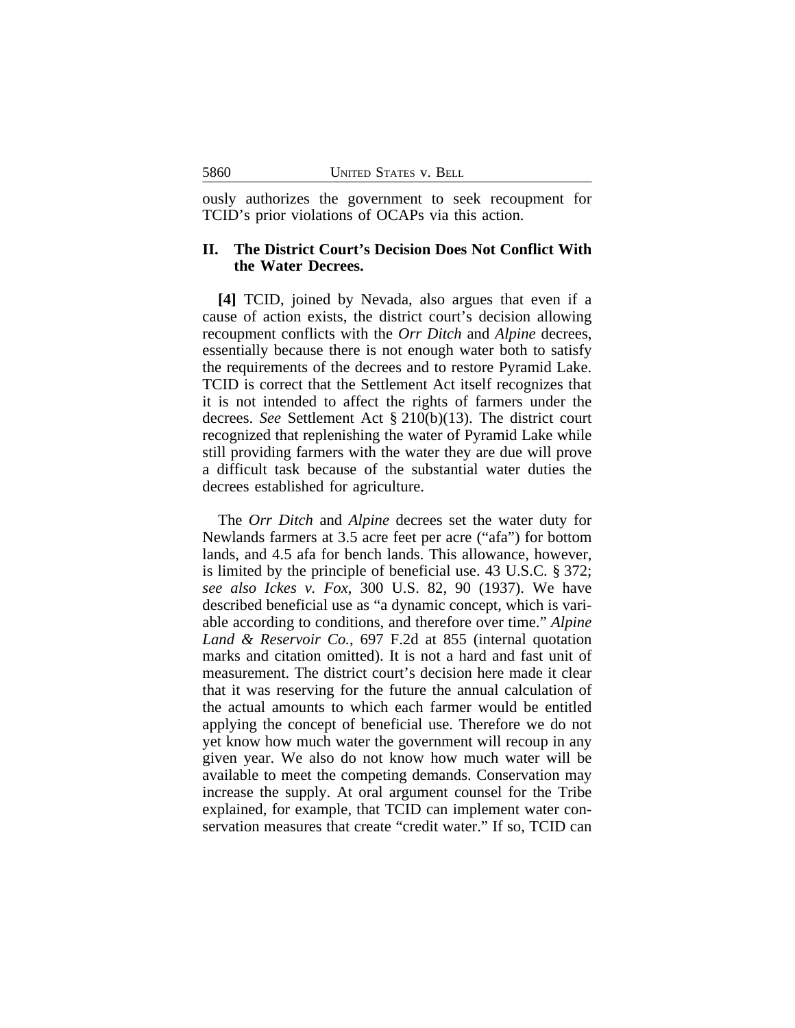ously authorizes the government to seek recoupment for TCID's prior violations of OCAPs via this action.

## II. The District Court's Decision Does Not Conflict With the Water Decrees.

**[4]** TCID, joined by Nevada, also argues that even if a cause of action exists, the district court's decision allowing recoupment conflicts with the *Orr Ditch* and *Alpine* decrees, essentially because there is not enough water both to satisfy the requirements of the decrees and to restore Pyramid Lake. TCID is correct that the Settlement Act itself recognizes that it is not intended to affect the rights of farmers under the decrees. *See* Settlement Act § 210(b)(13). The district court recognized that replenishing the water of Pyramid Lake while still providing farmers with the water they are due will prove a difficult task because of the substantial water duties the decrees established for agriculture.

The *Orr Ditch* and *Alpine* decrees set the water duty for Newlands farmers at 3.5 acre feet per acre ("afa") for bottom lands, and 4.5 afa for bench lands. This allowance, however, is limited by the principle of beneficial use. 43 U.S.C. § 372; *see also Ickes v. Fox*, 300 U.S. 82, 90 (1937). We have described beneficial use as "a dynamic concept, which is variable according to conditions, and therefore over time." *Alpine Land & Reservoir Co.*, 697 F.2d at 855 (internal quotation marks and citation omitted). It is not a hard and fast unit of measurement. The district court's decision here made it clear that it was reserving for the future the annual calculation of the actual amounts to which each farmer would be entitled applying the concept of beneficial use. Therefore we do not yet know how much water the government will recoup in any given year. We also do not know how much water will be available to meet the competing demands. Conservation may increase the supply. At oral argument counsel for the Tribe explained, for example, that TCID can implement water conservation measures that create "credit water." If so, TCID can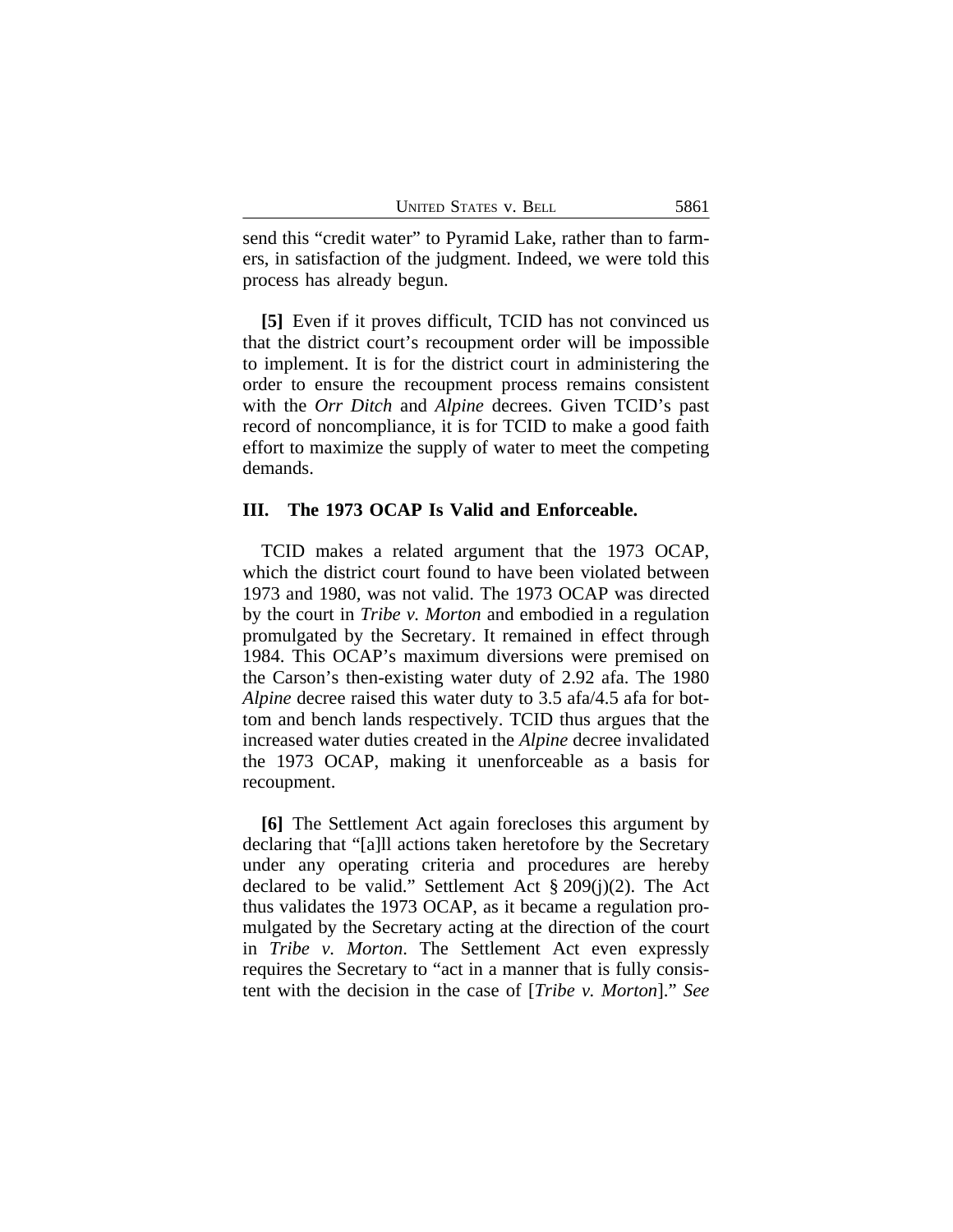send this "credit water" to Pyramid Lake, rather than to farmers, in satisfaction of the judgment. Indeed, we were told this process has already begun.

**[5]** Even if it proves difficult, TCID has not convinced us that the district court's recoupment order will be impossible to implement. It is for the district court in administering the order to ensure the recoupment process remains consistent with the *Orr Ditch* and *Alpine* decrees. Given TCID's past record of noncompliance, it is for TCID to make a good faith effort to maximize the supply of water to meet the competing demands.

## III. The 1973 OCAP Is Valid and Enforceable.

TCID makes a related argument that the 1973 OCAP, which the district court found to have been violated between 1973 and 1980, was not valid. The 1973 OCAP was directed by the court in *Tribe v. Morton* and embodied in a regulation promulgated by the Secretary. It remained in effect through 1984. This OCAP's maximum diversions were premised on the Carson's then-existing water duty of 2.92 afa. The 1980 *Alpine* decree raised this water duty to 3.5 afa/4.5 afa for bottom and bench lands respectively. TCID thus argues that the increased water duties created in the *Alpine* decree invalidated the 1973 OCAP, making it unenforceable as a basis for recoupment.

**[6]** The Settlement Act again forecloses this argument by declaring that "[a]ll actions taken heretofore by the Secretary under any operating criteria and procedures are hereby declared to be valid." Settlement Act § 209(j)(2). The Act thus validates the 1973 OCAP, as it became a regulation promulgated by the Secretary acting at the direction of the court in *Tribe v. Morton*. The Settlement Act even expressly requires the Secretary to "act in a manner that is fully consistent with the decision in the case of [*Tribe v. Morton*]." *See*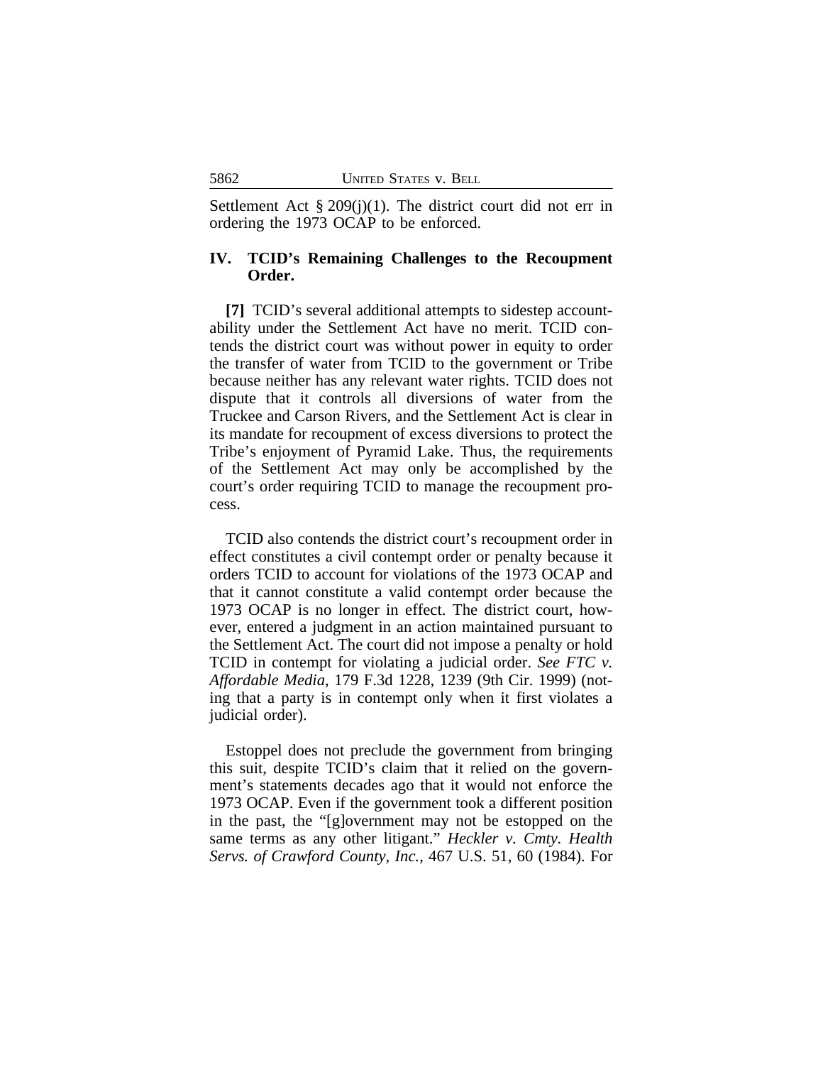Settlement Act § 209(j)(1). The district court did not err in ordering the 1973 OCAP to be enforced.

## IV. TCID's Remaining Challenges to the Recoupment Order.

**[7]** TCID's several additional attempts to sidestep accountability under the Settlement Act have no merit. TCID contends the district court was without power in equity to order the transfer of water from TCID to the government or Tribe because neither has any relevant water rights. TCID does not dispute that it controls all diversions of water from the Truckee and Carson Rivers, and the Settlement Act is clear in its mandate for recoupment of excess diversions to protect the Tribe's enjoyment of Pyramid Lake. Thus, the requirements of the Settlement Act may only be accomplished by the court's order requiring TCID to manage the recoupment process.

TCID also contends the district court's recoupment order in effect constitutes a civil contempt order or penalty because it orders TCID to account for violations of the 1973 OCAP and that it cannot constitute a valid contempt order because the 1973 OCAP is no longer in effect. The district court, however, entered a judgment in an action maintained pursuant to the Settlement Act. The court did not impose a penalty or hold TCID in contempt for violating a judicial order. *See FTC v. Affordable Media*, 179 F.3d 1228, 1239 (9th Cir. 1999) (noting that a party is in contempt only when it first violates a judicial order).

Estoppel does not preclude the government from bringing this suit, despite TCID's claim that it relied on the government's statements decades ago that it would not enforce the 1973 OCAP. Even if the government took a different position in the past, the "[g]overnment may not be estopped on the same terms as any other litigant." *Heckler v. Cmty. Health Servs. of Crawford County, Inc.*, 467 U.S. 51, 60 (1984). For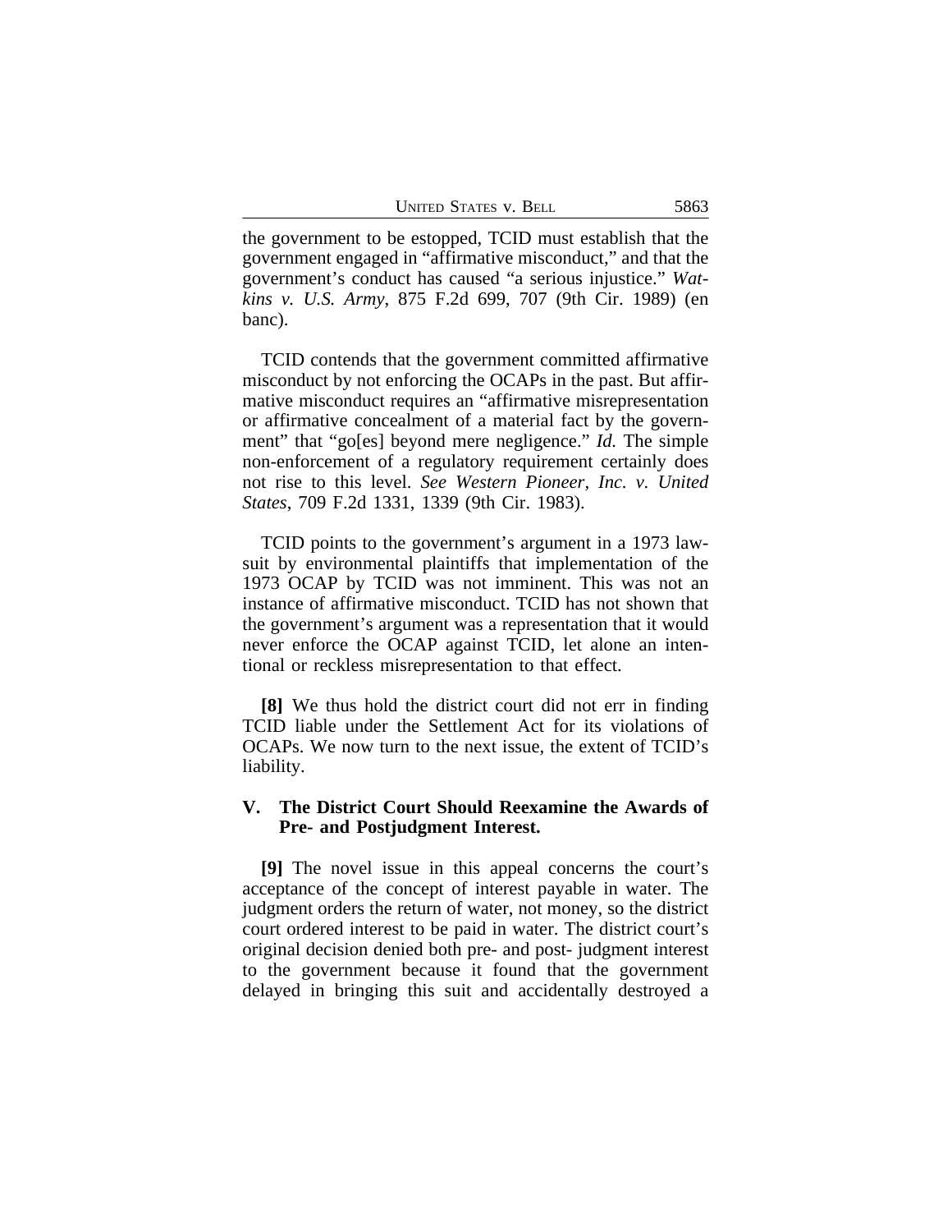the government to be estopped, TCID must establish that the government engaged in "affirmative misconduct," and that the government's conduct has caused "a serious injustice." *Watkins v. U.S. Army*, 875 F.2d 699, 707 (9th Cir. 1989) (en banc).

TCID contends that the government committed affirmative misconduct by not enforcing the OCAPs in the past. But affirmative misconduct requires an "affirmative misrepresentation or affirmative concealment of a material fact by the government" that "go[es] beyond mere negligence." *Id.* The simple non-enforcement of a regulatory requirement certainly does not rise to this level. *See Western Pioneer, Inc. v. United States*, 709 F.2d 1331, 1339 (9th Cir. 1983).

TCID points to the government's argument in a 1973 lawsuit by environmental plaintiffs that implementation of the 1973 OCAP by TCID was not imminent. This was not an instance of affirmative misconduct. TCID has not shown that the government's argument was a representation that it would never enforce the OCAP against TCID, let alone an intentional or reckless misrepresentation to that effect.

**[8]** We thus hold the district court did not err in finding TCID liable under the Settlement Act for its violations of OCAPs. We now turn to the next issue, the extent of TCID's liability.

## V. The District Court Should Reexamine the Awards of Pre- and Postjudgment Interest.

**[9]** The novel issue in this appeal concerns the court's acceptance of the concept of interest payable in water. The judgment orders the return of water, not money, so the district court ordered interest to be paid in water. The district court's original decision denied both pre- and post- judgment interest to the government because it found that the government delayed in bringing this suit and accidentally destroyed a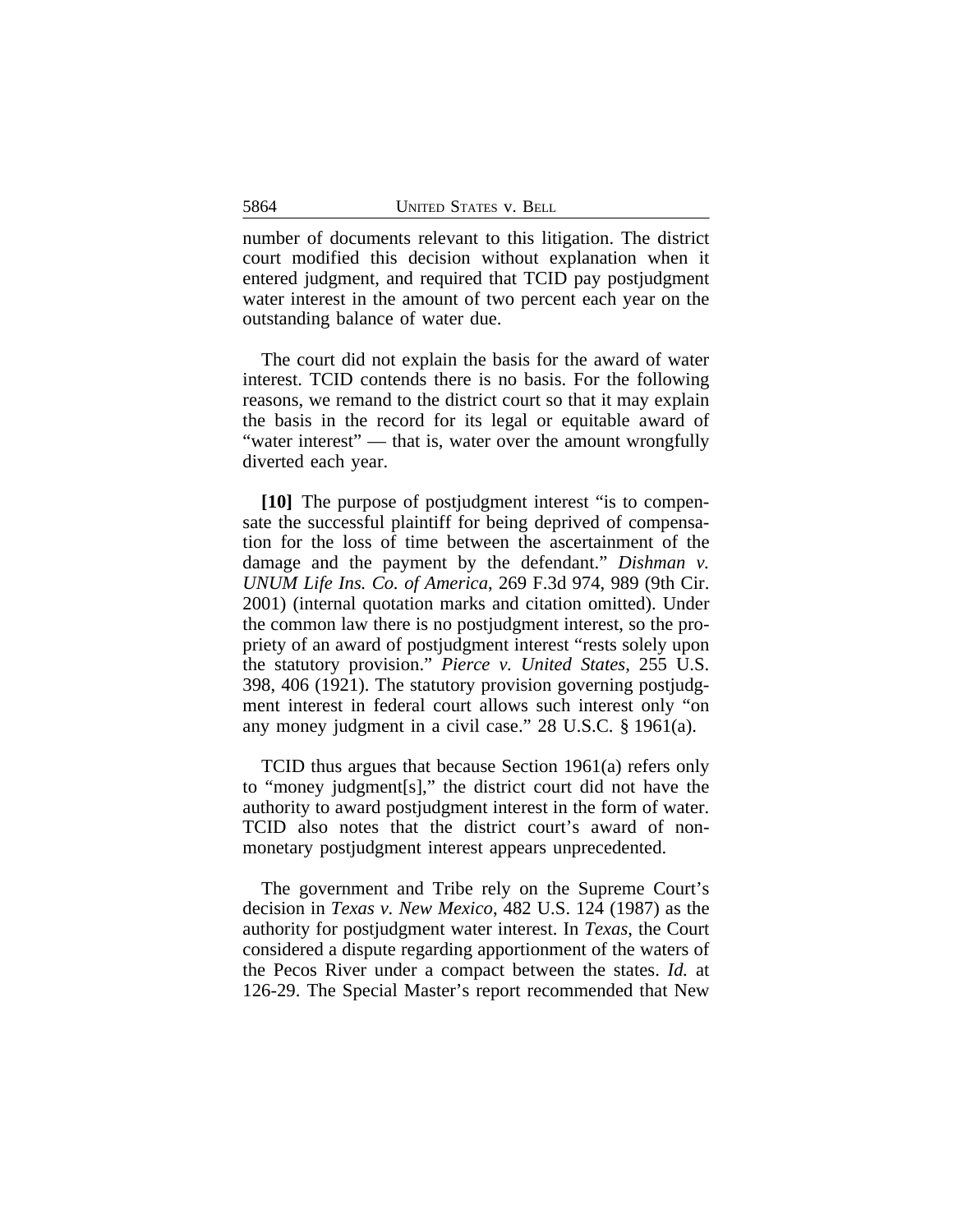number of documents relevant to this litigation. The district court modified this decision without explanation when it entered judgment, and required that TCID pay postjudgment water interest in the amount of two percent each year on the outstanding balance of water due.

The court did not explain the basis for the award of water interest. TCID contends there is no basis. For the following reasons, we remand to the district court so that it may explain the basis in the record for its legal or equitable award of "water interest" — that is, water over the amount wrongfully diverted each year.

**[10]** The purpose of postjudgment interest "is to compensate the successful plaintiff for being deprived of compensation for the loss of time between the ascertainment of the damage and the payment by the defendant." *Dishman v. UNUM Life Ins. Co. of America*, 269 F.3d 974, 989 (9th Cir. 2001) (internal quotation marks and citation omitted). Under the common law there is no postjudgment interest, so the propriety of an award of postjudgment interest "rests solely upon the statutory provision." *Pierce v. United States*, 255 U.S. 398, 406 (1921). The statutory provision governing postjudgment interest in federal court allows such interest only "on any money judgment in a civil case." 28 U.S.C. § 1961(a).

TCID thus argues that because Section 1961(a) refers only to "money judgment[s]," the district court did not have the authority to award postjudgment interest in the form of water. TCID also notes that the district court's award of non-monetary postjudgment interest appears unprecedented.

The government and Tribe rely on the Supreme Court's decision in *Texas v. New Mexico*, 482 U.S. 124 (1987) as the authority for postjudgment water interest. In *Texas*, the Court considered a dispute regarding apportionment of the waters of the Pecos River under a compact between the states. *Id.* at 126-29. The Special Master's report recommended that New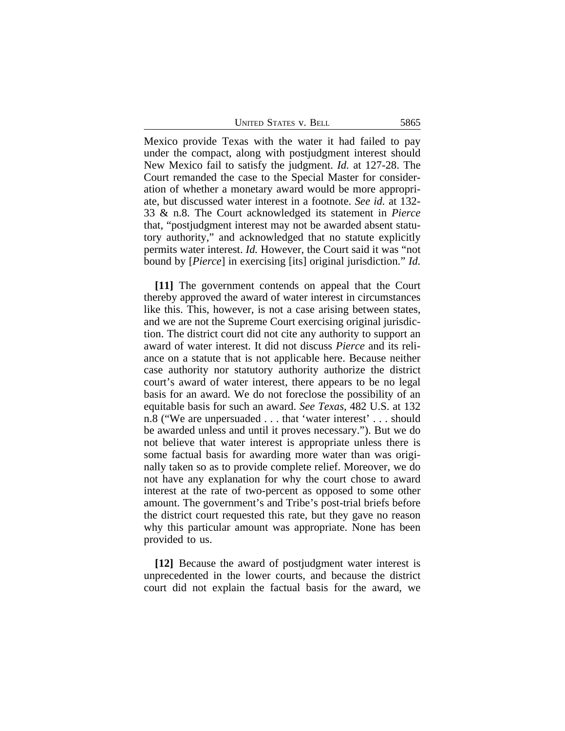Mexico provide Texas with the water it had failed to pay under the compact, along with postjudgment interest should New Mexico fail to satisfy the judgment. *Id.* at 127-28. The Court remanded the case to the Special Master for consideration of whether a monetary award would be more appropriate, but discussed water interest in a footnote. *See id.* at 132-33 & n.8. The Court acknowledged its statement in *Pierce* that, "postjudgment interest may not be awarded absent statutory authority," and acknowledged that no statute explicitly permits water interest. *Id.* However, the Court said it was "not bound by [*Pierce*] in exercising [its] original jurisdiction." *Id.*

**[11]** The government contends on appeal that the Court thereby approved the award of water interest in circumstances like this. This, however, is not a case arising between states, and we are not the Supreme Court exercising original jurisdiction. The district court did not cite any authority to support an award of water interest. It did not discuss *Pierce* and its reliance on a statute that is not applicable here. Because neither case authority nor statutory authority authorize the district court's award of water interest, there appears to be no legal basis for an award. We do not foreclose the possibility of an equitable basis for such an award. *See Texas*, 482 U.S. at 132 n.8 ("We are unpersuaded . . . that 'water interest' . . . should be awarded unless and until it proves necessary."). But we do not believe that water interest is appropriate unless there is some factual basis for awarding more water than was originally taken so as to provide complete relief. Moreover, we do not have any explanation for why the court chose to award interest at the rate of two-percent as opposed to some other amount. The government's and Tribe's post-trial briefs before the district court requested this rate, but they gave no reason why this particular amount was appropriate. None has been provided to us.

**[12]** Because the award of postjudgment water interest is unprecedented in the lower courts, and because the district court did not explain the factual basis for the award, we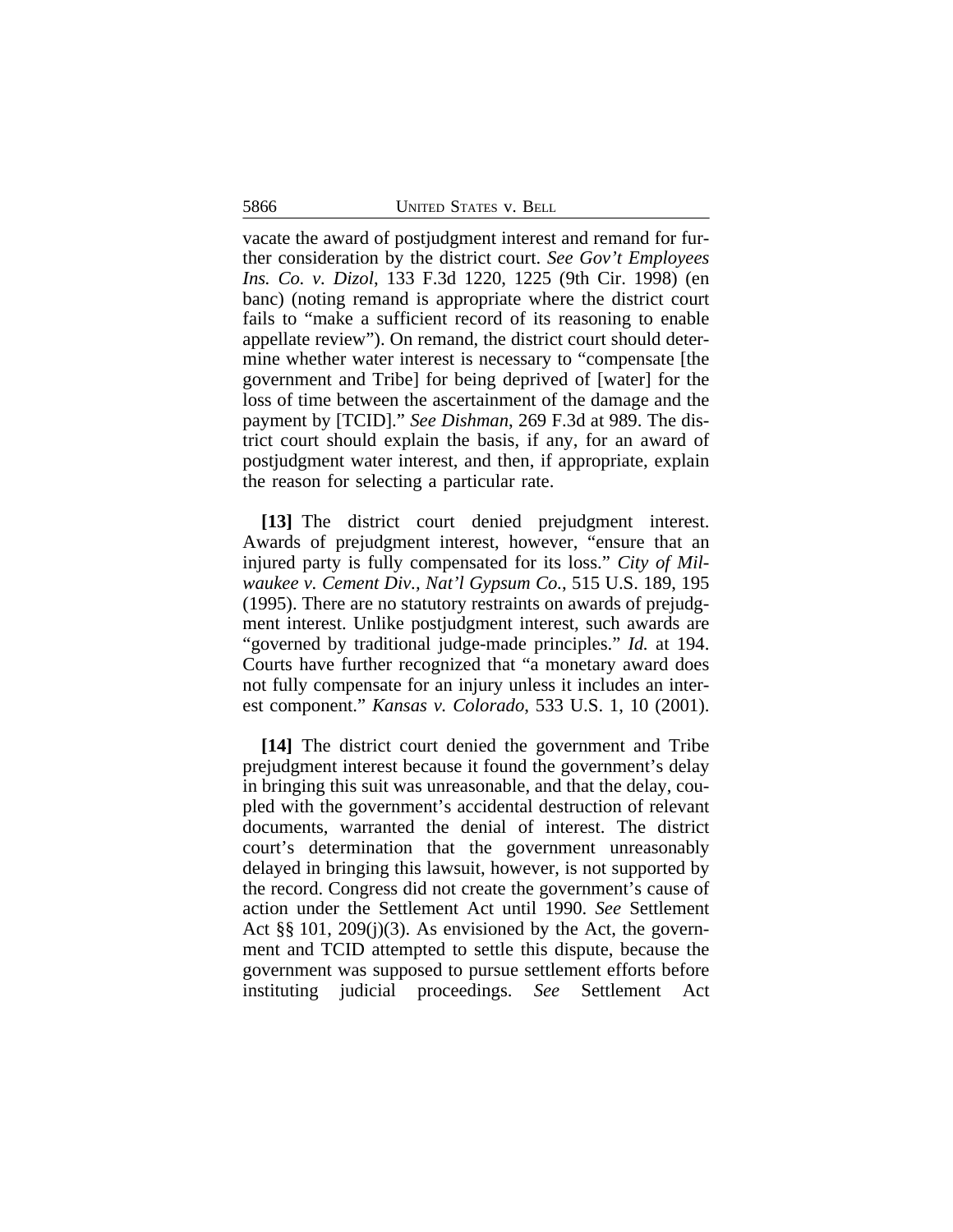vacate the award of postjudgment interest and remand for further consideration by the district court. *See Gov't Employees Ins. Co. v. Dizol*, 133 F.3d 1220, 1225 (9th Cir. 1998) (en banc) (noting remand is appropriate where the district court fails to "make a sufficient record of its reasoning to enable appellate review"). On remand, the district court should determine whether water interest is necessary to "compensate [the government and Tribe] for being deprived of [water] for the loss of time between the ascertainment of the damage and the payment by [TCID]." *See Dishman*, 269 F.3d at 989. The district court should explain the basis, if any, for an award of postjudgment water interest, and then, if appropriate, explain the reason for selecting a particular rate.

**[13]** The district court denied prejudgment interest. Awards of prejudgment interest, however, "ensure that an injured party is fully compensated for its loss." *City of Milwaukee v. Cement Div., Nat'l Gypsum Co.*, 515 U.S. 189, 195 (1995). There are no statutory restraints on awards of prejudgment interest. Unlike postjudgment interest, such awards are "governed by traditional judge-made principles." *Id.* at 194. Courts have further recognized that "a monetary award does not fully compensate for an injury unless it includes an interest component." *Kansas v. Colorado*, 533 U.S. 1, 10 (2001).

**[14]** The district court denied the government and Tribe prejudgment interest because it found the government's delay in bringing this suit was unreasonable, and that the delay, coupled with the government's accidental destruction of relevant documents, warranted the denial of interest. The district court's determination that the government unreasonably delayed in bringing this lawsuit, however, is not supported by the record. Congress did not create the government's cause of action under the Settlement Act until 1990. *See* Settlement Act §§ 101, 209(j)(3). As envisioned by the Act, the government and TCID attempted to settle this dispute, because the government was supposed to pursue settlement efforts before instituting judicial proceedings. *See* Settlement Act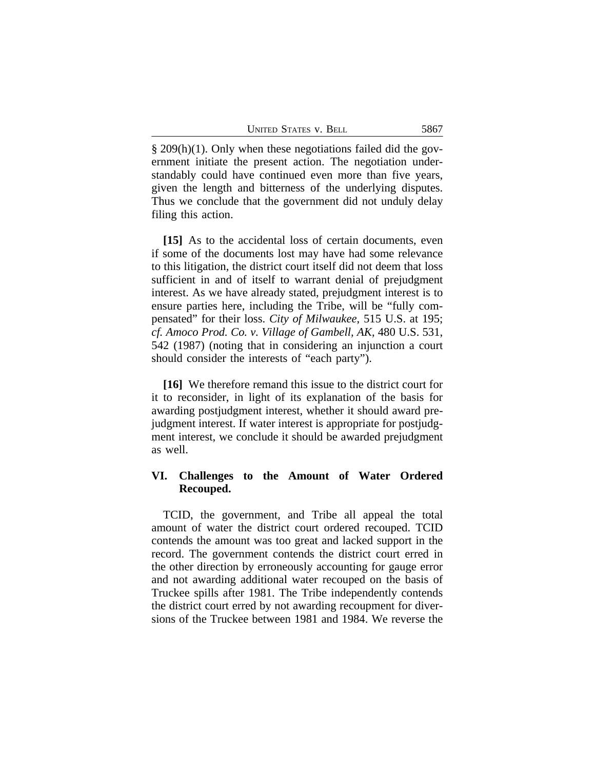§ 209(h)(1). Only when these negotiations failed did the government initiate the present action. The negotiation understandably could have continued even more than five years, given the length and bitterness of the underlying disputes. Thus we conclude that the government did not unduly delay filing this action.

**[15]** As to the accidental loss of certain documents, even if some of the documents lost may have had some relevance to this litigation, the district court itself did not deem that loss sufficient in and of itself to warrant denial of prejudgment interest. As we have already stated, prejudgment interest is to ensure parties here, including the Tribe, will be "fully compensated" for their loss. *City of Milwaukee*, 515 U.S. at 195; *cf. Amoco Prod. Co. v. Village of Gambell, AK*, 480 U.S. 531, 542 (1987) (noting that in considering an injunction a court should consider the interests of "each party").

**[16]** We therefore remand this issue to the district court for it to reconsider, in light of its explanation of the basis for awarding postjudgment interest, whether it should award prejudgment interest. If water interest is appropriate for postjudgment interest, we conclude it should be awarded prejudgment as well.

## VI. Challenges to the Amount of Water Ordered Recouped.

TCID, the government, and Tribe all appeal the total amount of water the district court ordered recouped. TCID contends the amount was too great and lacked support in the record. The government contends the district court erred in the other direction by erroneously accounting for gauge error and not awarding additional water recouped on the basis of Truckee spills after 1981. The Tribe independently contends the district court erred by not awarding recoupment for diversions of the Truckee between 1981 and 1984. We reverse the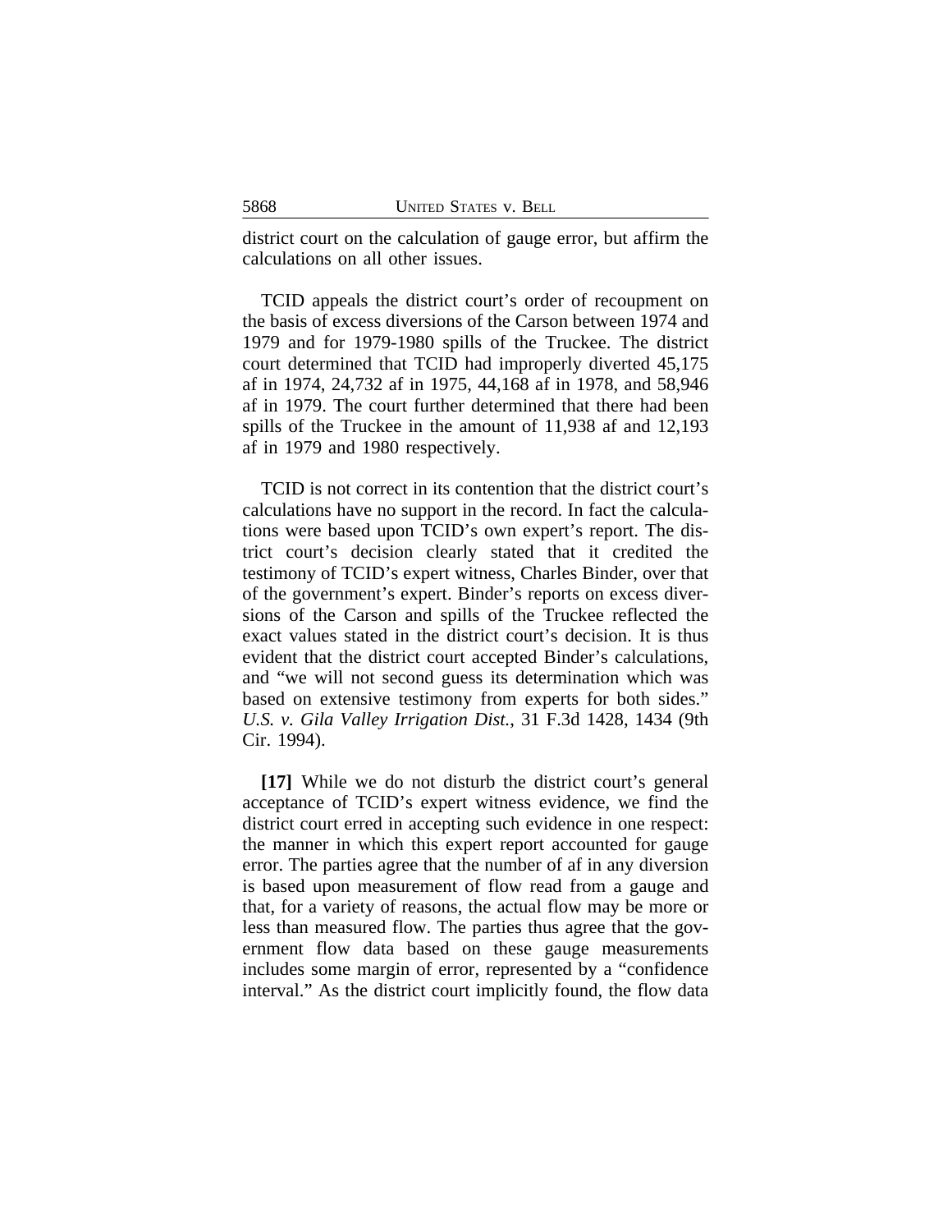district court on the calculation of gauge error, but affirm the calculations on all other issues.

TCID appeals the district court's order of recoupment on the basis of excess diversions of the Carson between 1974 and 1979 and for 1979-1980 spills of the Truckee. The district court determined that TCID had improperly diverted 45,175 af in 1974, 24,732 af in 1975, 44,168 af in 1978, and 58,946 af in 1979. The court further determined that there had been spills of the Truckee in the amount of 11,938 af and 12,193 af in 1979 and 1980 respectively.

TCID is not correct in its contention that the district court's calculations have no support in the record. In fact the calculations were based upon TCID's own expert's report. The district court's decision clearly stated that it credited the testimony of TCID's expert witness, Charles Binder, over that of the government's expert. Binder's reports on excess diversions of the Carson and spills of the Truckee reflected the exact values stated in the district court's decision. It is thus evident that the district court accepted Binder's calculations, and "we will not second guess its determination which was based on extensive testimony from experts for both sides." *U.S. v. Gila Valley Irrigation Dist.*, 31 F.3d 1428, 1434 (9th Cir. 1994).

**[17]** While we do not disturb the district court's general acceptance of TCID's expert witness evidence, we find the district court erred in accepting such evidence in one respect: the manner in which this expert report accounted for gauge error. The parties agree that the number of af in any diversion is based upon measurement of flow read from a gauge and that, for a variety of reasons, the actual flow may be more or less than measured flow. The parties thus agree that the government flow data based on these gauge measurements includes some margin of error, represented by a "confidence interval." As the district court implicitly found, the flow data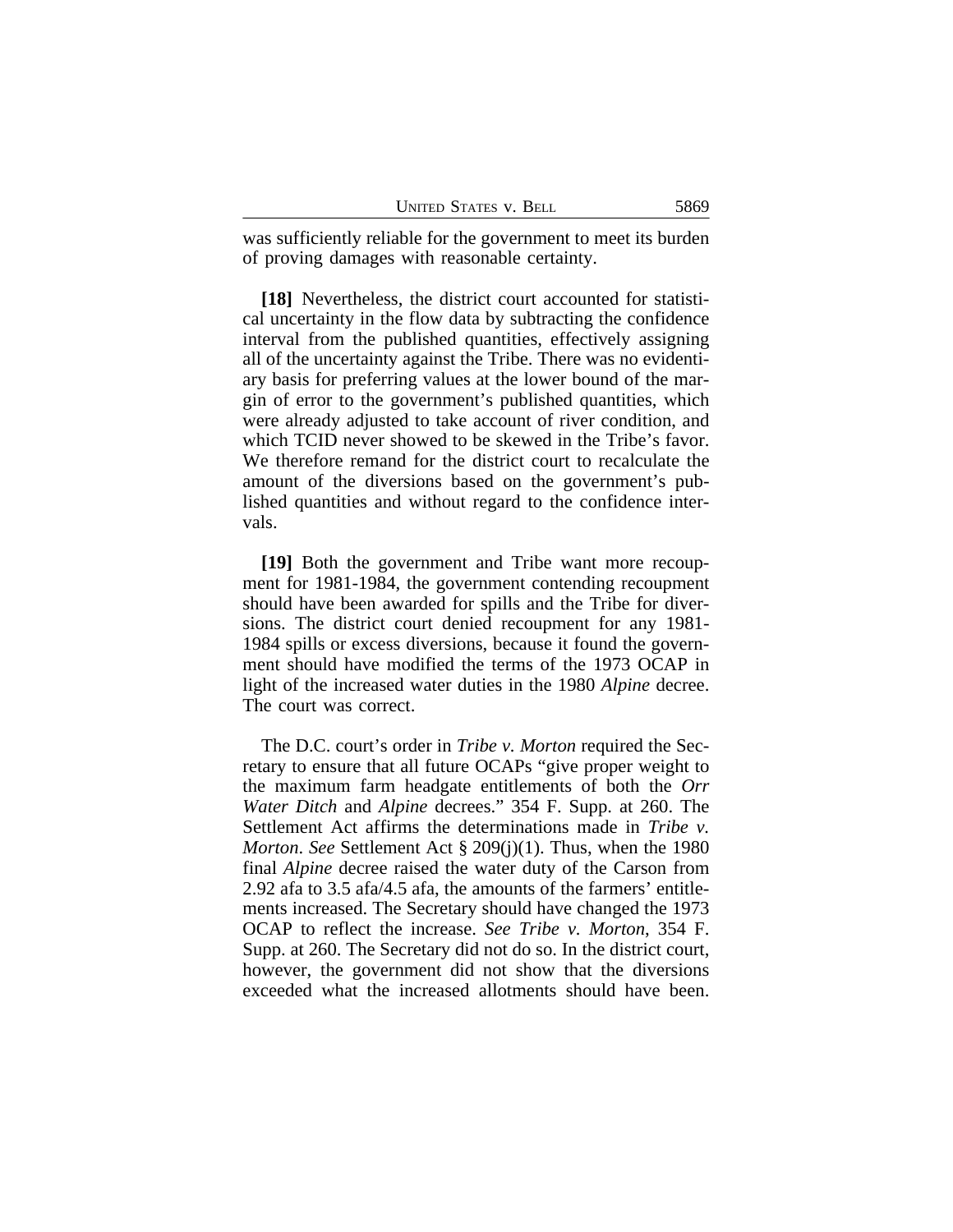was sufficiently reliable for the government to meet its burden of proving damages with reasonable certainty.

**[18]** Nevertheless, the district court accounted for statistical uncertainty in the flow data by subtracting the confidence interval from the published quantities, effectively assigning all of the uncertainty against the Tribe. There was no evidentiary basis for preferring values at the lower bound of the margin of error to the government's published quantities, which were already adjusted to take account of river condition, and which TCID never showed to be skewed in the Tribe's favor. We therefore remand for the district court to recalculate the amount of the diversions based on the government's published quantities and without regard to the confidence intervals.

**[19]** Both the government and Tribe want more recoupment for 1981-1984, the government contending recoupment should have been awarded for spills and the Tribe for diversions. The district court denied recoupment for any 1981-1984 spills or excess diversions, because it found the government should have modified the terms of the 1973 OCAP in light of the increased water duties in the 1980 *Alpine* decree. The court was correct.

The D.C. court's order in *Tribe v. Morton* required the Secretary to ensure that all future OCAPs "give proper weight to the maximum farm headgate entitlements of both the *Orr Water Ditch* and *Alpine* decrees." 354 F. Supp. at 260. The Settlement Act affirms the determinations made in *Tribe v. Morton*. *See* Settlement Act § 209(j)(1). Thus, when the 1980 final *Alpine* decree raised the water duty of the Carson from 2.92 afa to 3.5 afa/4.5 afa, the amounts of the farmers' entitlements increased. The Secretary should have changed the 1973 OCAP to reflect the increase. *See Tribe v. Morton*, 354 F. Supp. at 260. The Secretary did not do so. In the district court, however, the government did not show that the diversions exceeded what the increased allotments should have been.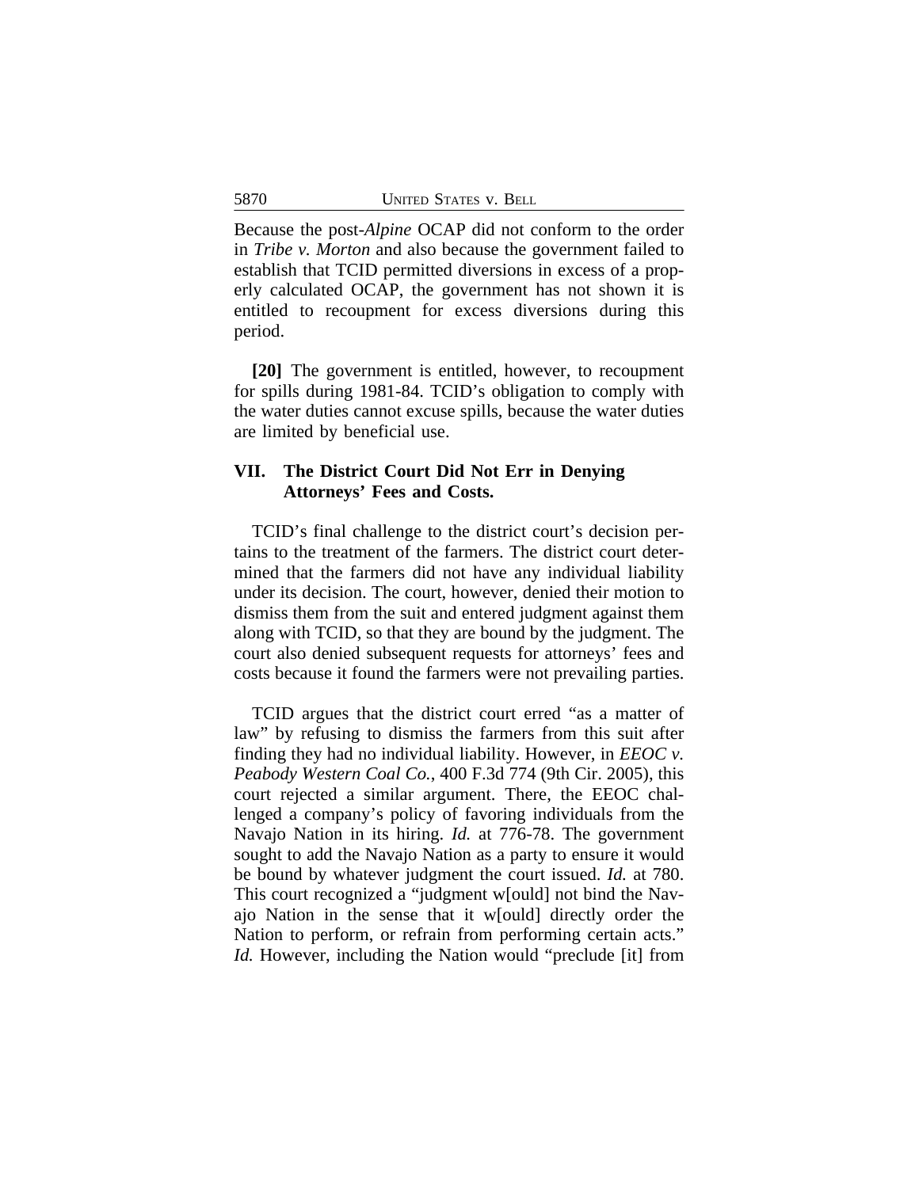Because the post-*Alpine* OCAP did not conform to the order in *Tribe v. Morton* and also because the government failed to establish that TCID permitted diversions in excess of a properly calculated OCAP, the government has not shown it is entitled to recoupment for excess diversions during this period.

**[20]** The government is entitled, however, to recoupment for spills during 1981-84. TCID's obligation to comply with the water duties cannot excuse spills, because the water duties are limited by beneficial use.

## VII. The District Court Did Not Err in Denying Attorneys' Fees and Costs.

TCID's final challenge to the district court's decision pertains to the treatment of the farmers. The district court determined that the farmers did not have any individual liability under its decision. The court, however, denied their motion to dismiss them from the suit and entered judgment against them along with TCID, so that they are bound by the judgment. The court also denied subsequent requests for attorneys' fees and costs because it found the farmers were not prevailing parties.

TCID argues that the district court erred "as a matter of law" by refusing to dismiss the farmers from this suit after finding they had no individual liability. However, in *EEOC v. Peabody Western Coal Co.*, 400 F.3d 774 (9th Cir. 2005), this court rejected a similar argument. There, the EEOC challenged a company's policy of favoring individuals from the Navajo Nation in its hiring. *Id.* at 776-78. The government sought to add the Navajo Nation as a party to ensure it would be bound by whatever judgment the court issued. *Id.* at 780. This court recognized a "judgment w[ould] not bind the Navajo Nation in the sense that it w[ould] directly order the Nation to perform, or refrain from performing certain acts." *Id.* However, including the Nation would "preclude [it] from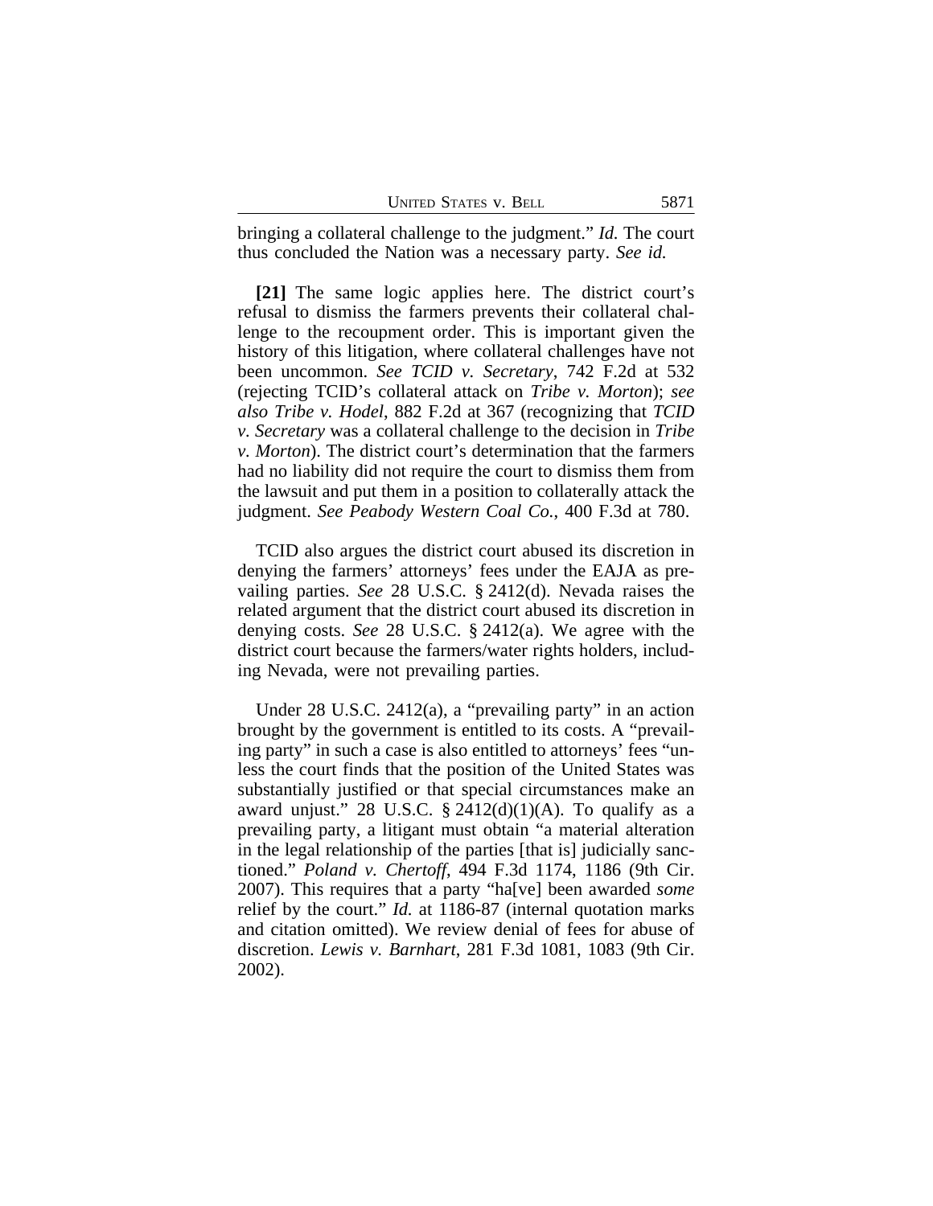bringing a collateral challenge to the judgment." *Id.* The court thus concluded the Nation was a necessary party. *See id.*

**[21]** The same logic applies here. The district court's refusal to dismiss the farmers prevents their collateral challenge to the recoupment order. This is important given the history of this litigation, where collateral challenges have not been uncommon. *See TCID v. Secretary*, 742 F.2d at 532 (rejecting TCID's collateral attack on *Tribe v. Morton*); *see also Tribe v. Hodel*, 882 F.2d at 367 (recognizing that *TCID v. Secretary* was a collateral challenge to the decision in *Tribe v. Morton*). The district court's determination that the farmers had no liability did not require the court to dismiss them from the lawsuit and put them in a position to collaterally attack the judgment. *See Peabody Western Coal Co.*, 400 F.3d at 780.

TCID also argues the district court abused its discretion in denying the farmers' attorneys' fees under the EAJA as prevailing parties. *See* 28 U.S.C. § 2412(d). Nevada raises the related argument that the district court abused its discretion in denying costs. *See* 28 U.S.C. § 2412(a). We agree with the district court because the farmers/water rights holders, including Nevada, were not prevailing parties.

Under 28 U.S.C. 2412(a), a "prevailing party" in an action brought by the government is entitled to its costs. A "prevailing party" in such a case is also entitled to attorneys' fees "unless the court finds that the position of the United States was substantially justified or that special circumstances make an award unjust." 28 U.S.C. § 2412(d)(1)(A). To qualify as a prevailing party, a litigant must obtain "a material alteration in the legal relationship of the parties [that is] judicially sanctioned." *Poland v. Chertoff*, 494 F.3d 1174, 1186 (9th Cir. 2007). This requires that a party "ha[ve] been awarded *some* relief by the court." *Id.* at 1186-87 (internal quotation marks and citation omitted). We review denial of fees for abuse of discretion. *Lewis v. Barnhart*, 281 F.3d 1081, 1083 (9th Cir. 2002).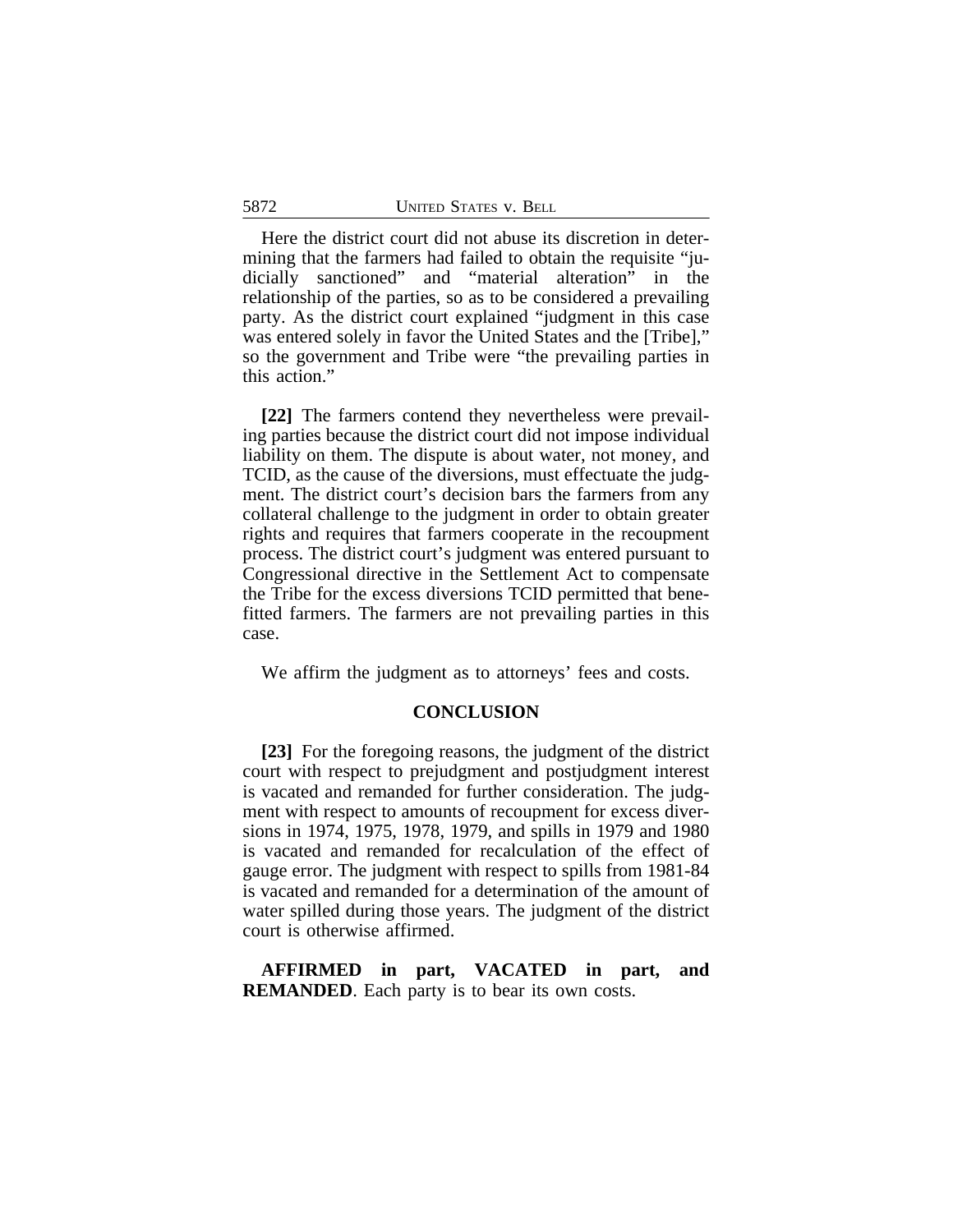Here the district court did not abuse its discretion in determining that the farmers had failed to obtain the requisite "judicially sanctioned" and "material alteration" in the relationship of the parties, so as to be considered a prevailing party. As the district court explained "judgment in this case was entered solely in favor the United States and the [Tribe]," so the government and Tribe were "the prevailing parties in this action."

**[22]** The farmers contend they nevertheless were prevailing parties because the district court did not impose individual liability on them. The dispute is about water, not money, and TCID, as the cause of the diversions, must effectuate the judgment. The district court's decision bars the farmers from any collateral challenge to the judgment in order to obtain greater rights and requires that farmers cooperate in the recoupment process. The district court's judgment was entered pursuant to Congressional directive in the Settlement Act to compensate the Tribe for the excess diversions TCID permitted that benefitted farmers. The farmers are not prevailing parties in this case.

We affirm the judgment as to attorneys' fees and costs.

## CONCLUSION

**[23]** For the foregoing reasons, the judgment of the district court with respect to prejudgment and postjudgment interest is vacated and remanded for further consideration. The judgment with respect to amounts of recoupment for excess diversions in 1974, 1975, 1978, 1979, and spills in 1979 and 1980 is vacated and remanded for recalculation of the effect of gauge error. The judgment with respect to spills from 1981-84 is vacated and remanded for a determination of the amount of water spilled during those years. The judgment of the district court is otherwise affirmed.

**AFFIRMED in part, VACATED in part, and REMANDED**. Each party is to bear its own costs.